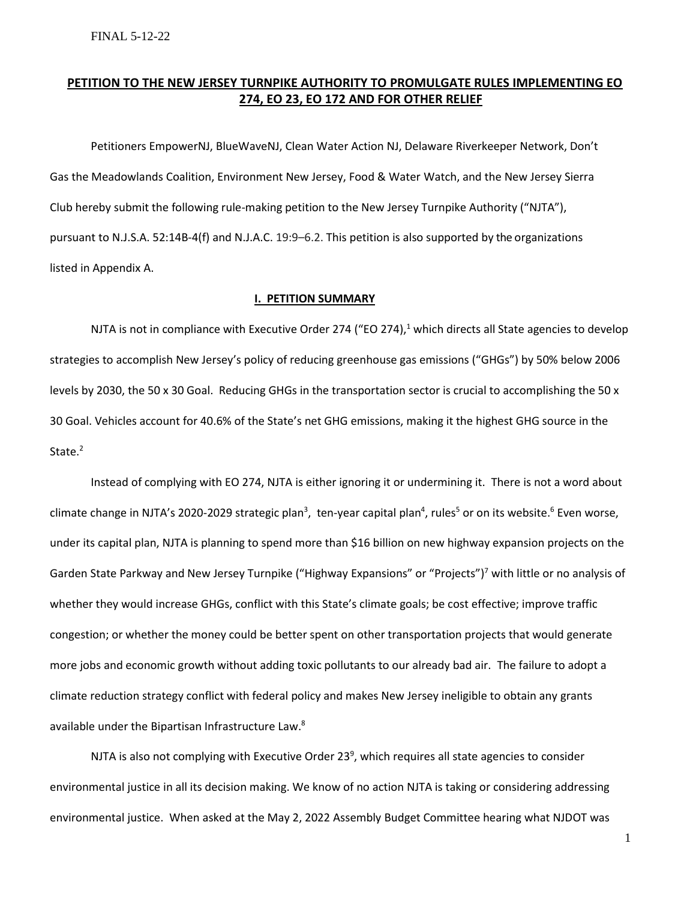FINAL 5-12-22

# PETITION TO THE NEW JERSEY TURNPIKE AUTHORITY TO PROMULGATE RULES IMPLEMENTING EO 274, EO 23, EO 172 AND FOR OTHER RELIEF

Petitioners EmpowerNJ, BlueWaveNJ, Clean Water Action NJ, Delaware Riverkeeper Network, Don't Gas the Meadowlands Coalition, Environment New Jersey, Food & Water Watch, and the New Jersey Sierra Club hereby submit the following rule-making petition to the New Jersey Turnpike Authority ("NJTA"), pursuant to N.J.S.A. 52:14B-4(f) and N.J.A.C. 19:9–6.2. This petition is also supported by the organizations listed in Appendix A.

## I. PETITION SUMMARY

NJTA is not in compliance with Executive Order 274 ("EO 274),[1] which directs all State agencies to develop strategies to accomplish New Jersey's policy of reducing greenhouse gas emissions ("GHGs") by 50% below 2006 levels by 2030, the 50 x 30 Goal. Reducing GHGs in the transportation sector is crucial to accomplishing the 50 x 30 Goal. Vehicles account for 40.6% of the State's net GHG emissions, making it the highest GHG source in the State.[2]

Instead of complying with EO 274, NJTA is either ignoring it or undermining it. There is not a word about climate change in NJTA's 2020-2029 strategic plan[3], ten-year capital plan[4], rules[5] or on its website.[6] Even worse, under its capital plan, NJTA is planning to spend more than $16 billion on new highway expansion projects on the Garden State Parkway and New Jersey Turnpike ("Highway Expansions" or "Projects")[7] with little or no analysis of whether they would increase GHGs, conflict with this State's climate goals; be cost effective; improve traffic congestion; or whether the money could be better spent on other transportation projects that would generate more jobs and economic growth without adding toxic pollutants to our already bad air. The failure to adopt a climate reduction strategy conflict with federal policy and makes New Jersey ineligible to obtain any grants available under the Bipartisan Infrastructure Law.[8]

NJTA is also not complying with Executive Order 23[9], which requires all state agencies to consider environmental justice in all its decision making. We know of no action NJTA is taking or considering addressing environmental justice. When asked at the May 2, 2022 Assembly Budget Committee hearing what NJDOT was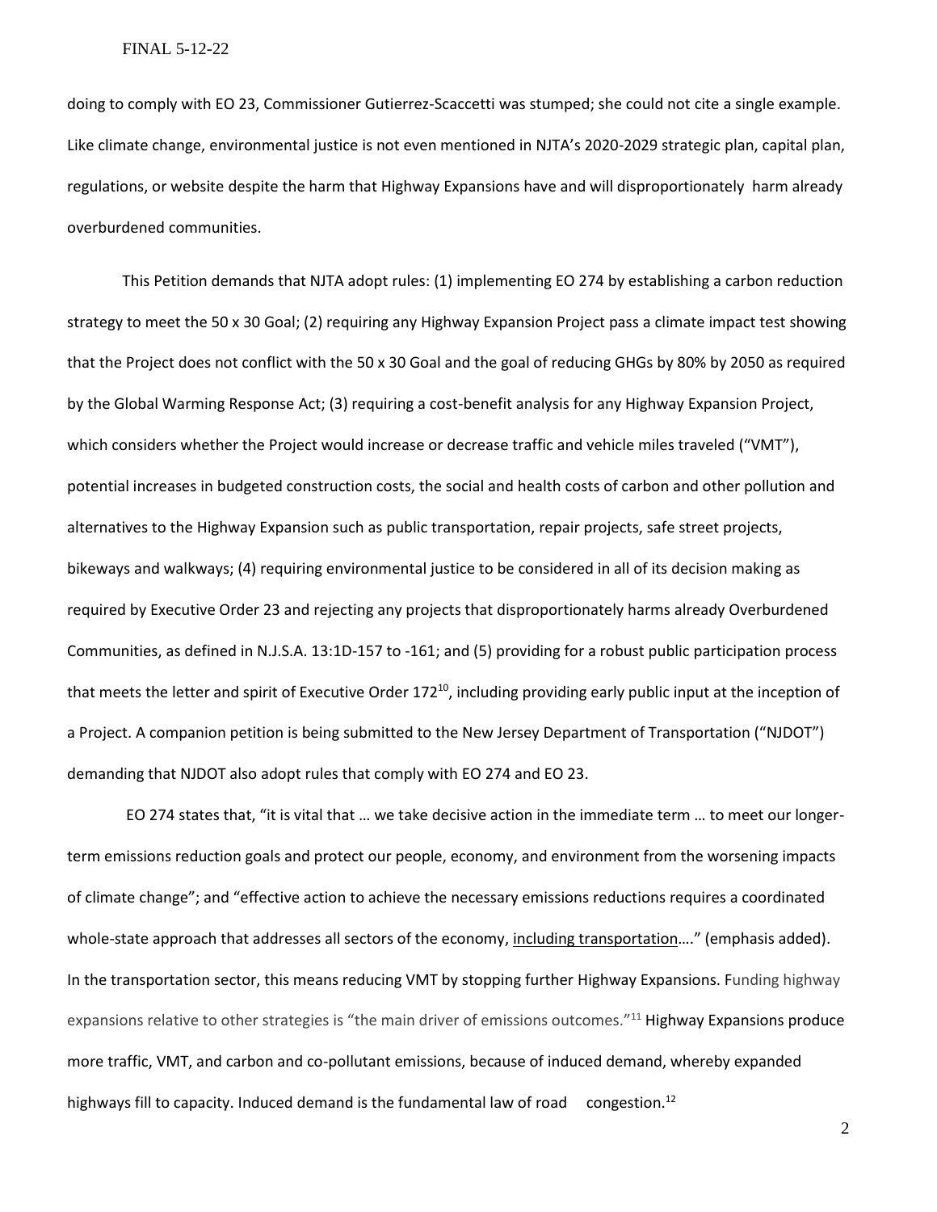doing to comply with EO 23, Commissioner Gutierrez-Scaccetti was stumped; she could not cite a single example. Like climate change, environmental justice is not even mentioned in NJTA's 2020-2029 strategic plan, capital plan, regulations, or website despite the harm that Highway Expansions have and will disproportionately harm already overburdened communities.

This Petition demands that NJTA adopt rules: (1) implementing EO 274 by establishing a carbon reduction strategy to meet the 50 x 30 Goal; (2) requiring any Highway Expansion Project pass a climate impact test showing that the Project does not conflict with the 50 x 30 Goal and the goal of reducing GHGs by 80% by 2050 as required by the Global Warming Response Act; (3) requiring a cost-benefit analysis for any Highway Expansion Project, which considers whether the Project would increase or decrease traffic and vehicle miles traveled ("VMT"), potential increases in budgeted construction costs, the social and health costs of carbon and other pollution and alternatives to the Highway Expansion such as public transportation, repair projects, safe street projects, bikeways and walkways; (4) requiring environmental justice to be considered in all of its decision making as required by Executive Order 23 and rejecting any projects that disproportionately harms already Overburdened Communities, as defined in N.J.S.A. 13:1D-157 to -161; and (5) providing for a robust public participation process that meets the letter and spirit of Executive Order 172[10], including providing early public input at the inception of a Project. A companion petition is being submitted to the New Jersey Department of Transportation ("NJDOT") demanding that NJDOT also adopt rules that comply with EO 274 and EO 23.

EO 274 states that, "it is vital that … we take decisive action in the immediate term … to meet our longer-term emissions reduction goals and protect our people, economy, and environment from the worsening impacts of climate change"; and "effective action to achieve the necessary emissions reductions requires a coordinated whole-state approach that addresses all sectors of the economy, <u>including transportation</u>…." (emphasis added). In the transportation sector, this means reducing VMT by stopping further Highway Expansions. Funding highway expansions relative to other strategies is "the main driver of emissions outcomes."[11] Highway Expansions produce more traffic, VMT, and carbon and co-pollutant emissions, because of induced demand, whereby expanded highways fill to capacity. Induced demand is the fundamental law of road congestion.[12]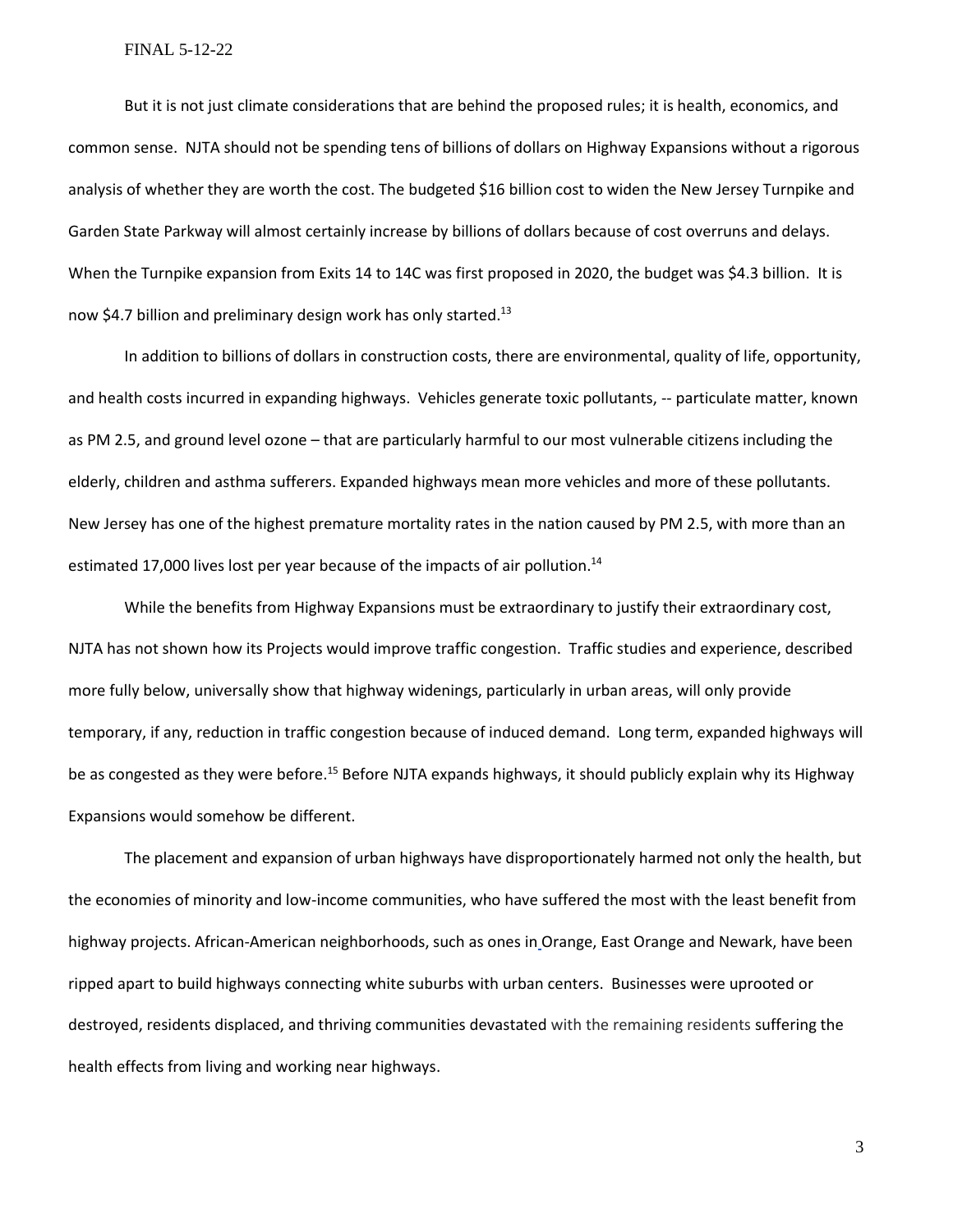But it is not just climate considerations that are behind the proposed rules; it is health, economics, and common sense. NJTA should not be spending tens of billions of dollars on Highway Expansions without a rigorous analysis of whether they are worth the cost. The budgeted $16 billion cost to widen the New Jersey Turnpike and Garden State Parkway will almost certainly increase by billions of dollars because of cost overruns and delays. When the Turnpike expansion from Exits 14 to 14C was first proposed in 2020, the budget was $4.3 billion. It is now $4.7 billion and preliminary design work has only started.[13]

In addition to billions of dollars in construction costs, there are environmental, quality of life, opportunity, and health costs incurred in expanding highways. Vehicles generate toxic pollutants, -- particulate matter, known as PM 2.5, and ground level ozone – that are particularly harmful to our most vulnerable citizens including the elderly, children and asthma sufferers. Expanded highways mean more vehicles and more of these pollutants. New Jersey has one of the highest premature mortality rates in the nation caused by PM 2.5, with more than an estimated 17,000 lives lost per year because of the impacts of air pollution.[14]

While the benefits from Highway Expansions must be extraordinary to justify their extraordinary cost, NJTA has not shown how its Projects would improve traffic congestion. Traffic studies and experience, described more fully below, universally show that highway widenings, particularly in urban areas, will only provide temporary, if any, reduction in traffic congestion because of induced demand. Long term, expanded highways will be as congested as they were before.[15] Before NJTA expands highways, it should publicly explain why its Highway Expansions would somehow be different.

The placement and expansion of urban highways have disproportionately harmed not only the health, but the economies of minority and low-income communities, who have suffered the most with the least benefit from highway projects. African-American neighborhoods, such as ones in Orange, East Orange and Newark, have been ripped apart to build highways connecting white suburbs with urban centers. Businesses were uprooted or destroyed, residents displaced, and thriving communities devastated with the remaining residents suffering the health effects from living and working near highways.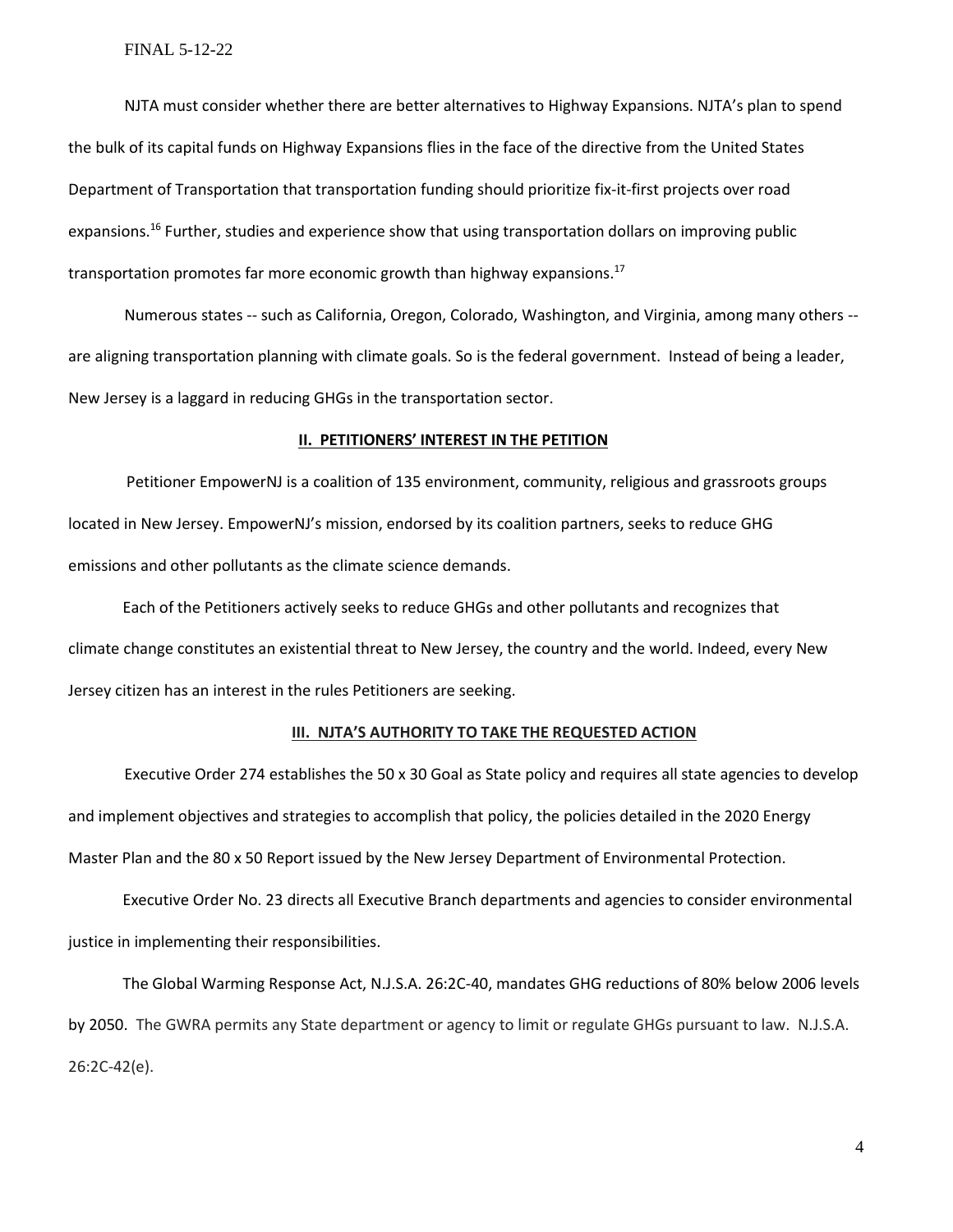NJTA must consider whether there are better alternatives to Highway Expansions. NJTA's plan to spend the bulk of its capital funds on Highway Expansions flies in the face of the directive from the United States Department of Transportation that transportation funding should prioritize fix-it-first projects over road expansions.[16] Further, studies and experience show that using transportation dollars on improving public transportation promotes far more economic growth than highway expansions.[17]

Numerous states -- such as California, Oregon, Colorado, Washington, and Virginia, among many others -- are aligning transportation planning with climate goals. So is the federal government. Instead of being a leader, New Jersey is a laggard in reducing GHGs in the transportation sector.

## II. PETITIONERS' INTEREST IN THE PETITION

Petitioner EmpowerNJ is a coalition of 135 environment, community, religious and grassroots groups located in New Jersey. EmpowerNJ's mission, endorsed by its coalition partners, seeks to reduce GHG emissions and other pollutants as the climate science demands.

Each of the Petitioners actively seeks to reduce GHGs and other pollutants and recognizes that climate change constitutes an existential threat to New Jersey, the country and the world. Indeed, every New Jersey citizen has an interest in the rules Petitioners are seeking.

## III. NJTA'S AUTHORITY TO TAKE THE REQUESTED ACTION

Executive Order 274 establishes the 50 x 30 Goal as State policy and requires all state agencies to develop and implement objectives and strategies to accomplish that policy, the policies detailed in the 2020 Energy Master Plan and the 80 x 50 Report issued by the New Jersey Department of Environmental Protection.

Executive Order No. 23 directs all Executive Branch departments and agencies to consider environmental justice in implementing their responsibilities.

The Global Warming Response Act, N.J.S.A. 26:2C-40, mandates GHG reductions of 80% below 2006 levels by 2050. The GWRA permits any State department or agency to limit or regulate GHGs pursuant to law. N.J.S.A. 26:2C-42(e).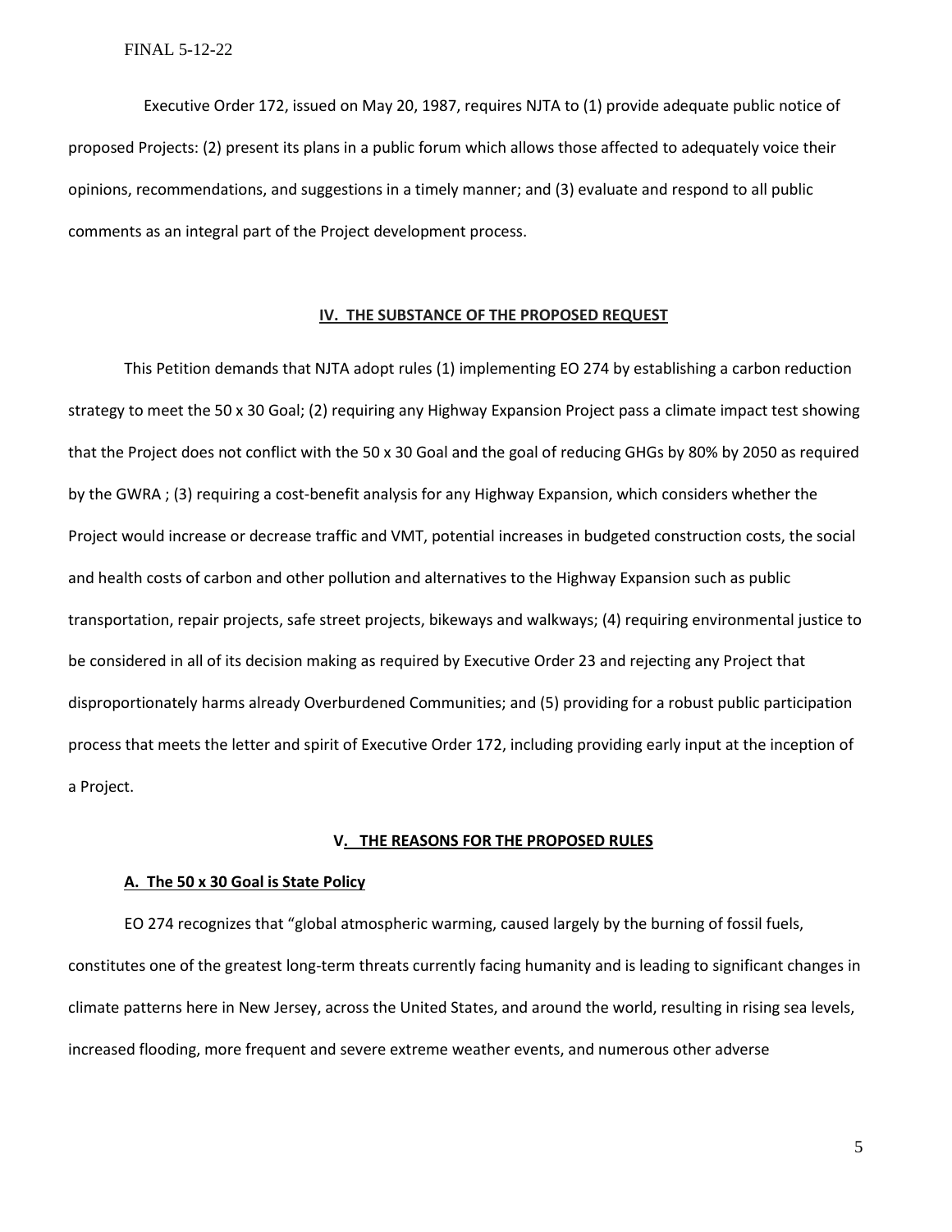Executive Order 172, issued on May 20, 1987, requires NJTA to (1) provide adequate public notice of proposed Projects: (2) present its plans in a public forum which allows those affected to adequately voice their opinions, recommendations, and suggestions in a timely manner; and (3) evaluate and respond to all public comments as an integral part of the Project development process.

## IV. THE SUBSTANCE OF THE PROPOSED REQUEST

This Petition demands that NJTA adopt rules (1) implementing EO 274 by establishing a carbon reduction strategy to meet the 50 x 30 Goal; (2) requiring any Highway Expansion Project pass a climate impact test showing that the Project does not conflict with the 50 x 30 Goal and the goal of reducing GHGs by 80% by 2050 as required by the GWRA ; (3) requiring a cost-benefit analysis for any Highway Expansion, which considers whether the Project would increase or decrease traffic and VMT, potential increases in budgeted construction costs, the social and health costs of carbon and other pollution and alternatives to the Highway Expansion such as public transportation, repair projects, safe street projects, bikeways and walkways; (4) requiring environmental justice to be considered in all of its decision making as required by Executive Order 23 and rejecting any Project that disproportionately harms already Overburdened Communities; and (5) providing for a robust public participation process that meets the letter and spirit of Executive Order 172, including providing early input at the inception of a Project.

## V. THE REASONS FOR THE PROPOSED RULES

### A. The 50 x 30 Goal is State Policy

EO 274 recognizes that "global atmospheric warming, caused largely by the burning of fossil fuels, constitutes one of the greatest long-term threats currently facing humanity and is leading to significant changes in climate patterns here in New Jersey, across the United States, and around the world, resulting in rising sea levels, increased flooding, more frequent and severe extreme weather events, and numerous other adverse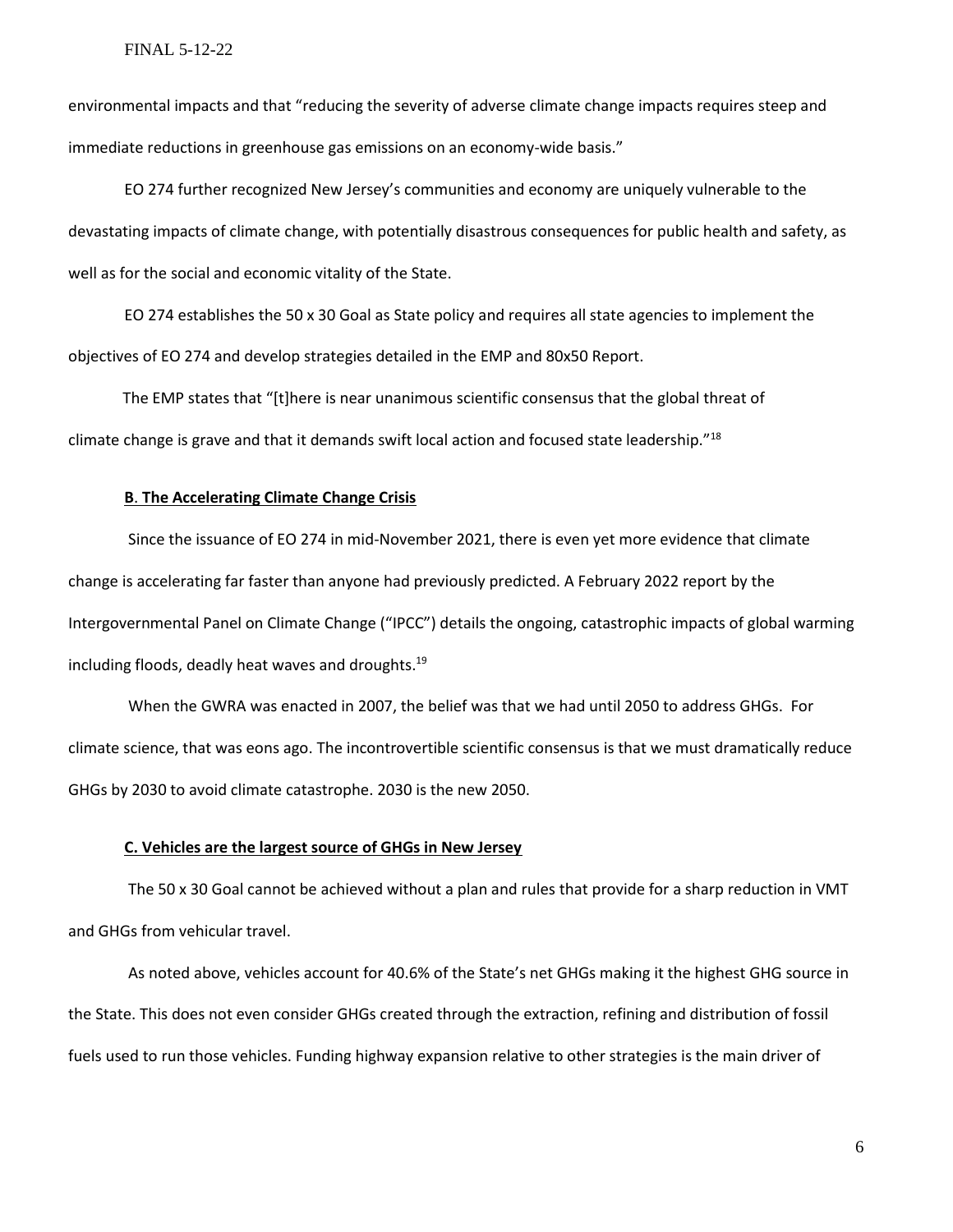environmental impacts and that "reducing the severity of adverse climate change impacts requires steep and immediate reductions in greenhouse gas emissions on an economy-wide basis."

EO 274 further recognized New Jersey's communities and economy are uniquely vulnerable to the devastating impacts of climate change, with potentially disastrous consequences for public health and safety, as well as for the social and economic vitality of the State.

EO 274 establishes the 50 x 30 Goal as State policy and requires all state agencies to implement the objectives of EO 274 and develop strategies detailed in the EMP and 80x50 Report.

The EMP states that "[t]here is near unanimous scientific consensus that the global threat of climate change is grave and that it demands swift local action and focused state leadership."[18]

### B. The Accelerating Climate Change Crisis

Since the issuance of EO 274 in mid-November 2021, there is even yet more evidence that climate change is accelerating far faster than anyone had previously predicted. A February 2022 report by the Intergovernmental Panel on Climate Change ("IPCC") details the ongoing, catastrophic impacts of global warming including floods, deadly heat waves and droughts.[19]

When the GWRA was enacted in 2007, the belief was that we had until 2050 to address GHGs. For climate science, that was eons ago. The incontrovertible scientific consensus is that we must dramatically reduce GHGs by 2030 to avoid climate catastrophe. 2030 is the new 2050.

### C. Vehicles are the largest source of GHGs in New Jersey

The 50 x 30 Goal cannot be achieved without a plan and rules that provide for a sharp reduction in VMT and GHGs from vehicular travel.

As noted above, vehicles account for 40.6% of the State's net GHGs making it the highest GHG source in the State. This does not even consider GHGs created through the extraction, refining and distribution of fossil fuels used to run those vehicles. Funding highway expansion relative to other strategies is the main driver of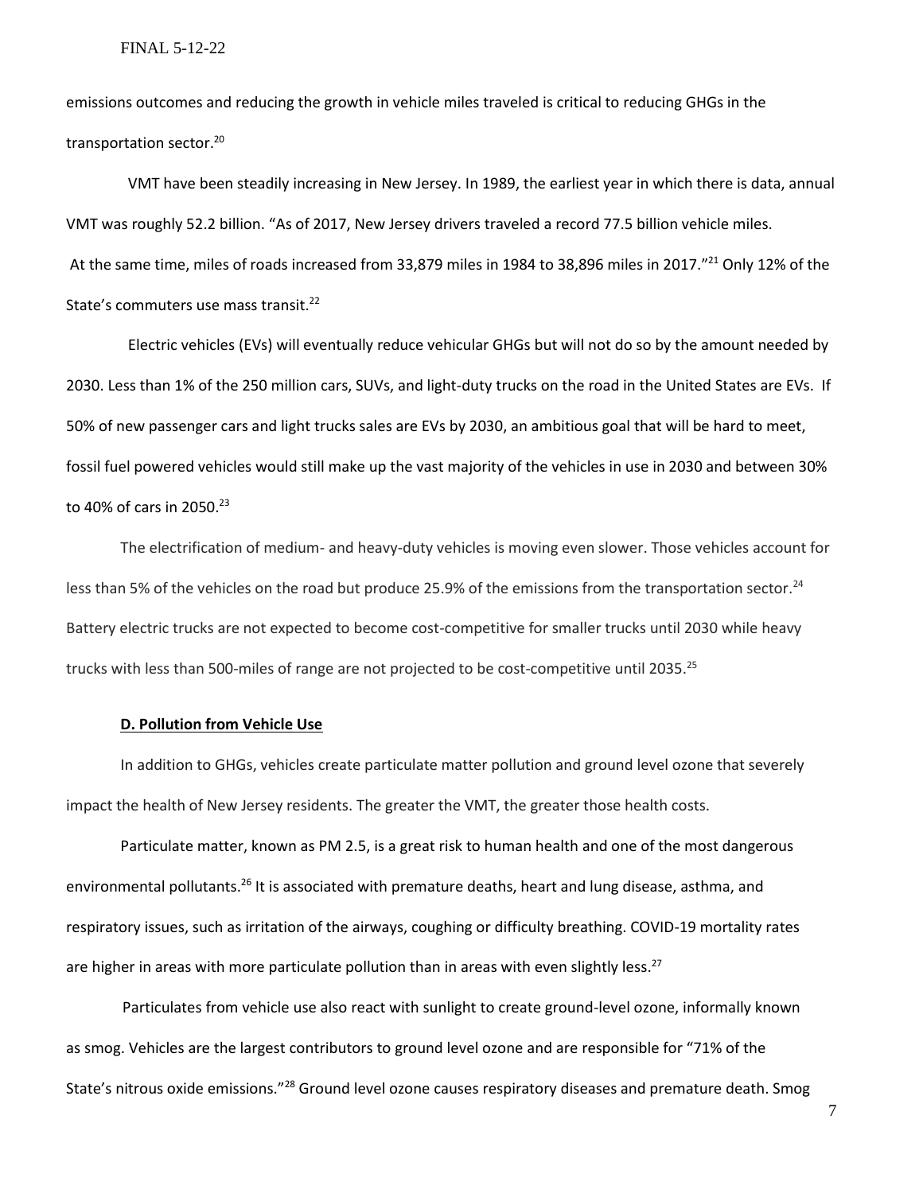emissions outcomes and reducing the growth in vehicle miles traveled is critical to reducing GHGs in the transportation sector.[20]

VMT have been steadily increasing in New Jersey. In 1989, the earliest year in which there is data, annual VMT was roughly 52.2 billion. "As of 2017, New Jersey drivers traveled a record 77.5 billion vehicle miles. At the same time, miles of roads increased from 33,879 miles in 1984 to 38,896 miles in 2017."[21] Only 12% of the State's commuters use mass transit.[22]

Electric vehicles (EVs) will eventually reduce vehicular GHGs but will not do so by the amount needed by 2030. Less than 1% of the 250 million cars, SUVs, and light-duty trucks on the road in the United States are EVs. If 50% of new passenger cars and light trucks sales are EVs by 2030, an ambitious goal that will be hard to meet, fossil fuel powered vehicles would still make up the vast majority of the vehicles in use in 2030 and between 30% to 40% of cars in 2050.[23]

The electrification of medium- and heavy-duty vehicles is moving even slower. Those vehicles account for less than 5% of the vehicles on the road but produce 25.9% of the emissions from the transportation sector.[24] Battery electric trucks are not expected to become cost-competitive for smaller trucks until 2030 while heavy trucks with less than 500-miles of range are not projected to be cost-competitive until 2035.[25]

### D. Pollution from Vehicle Use

In addition to GHGs, vehicles create particulate matter pollution and ground level ozone that severely impact the health of New Jersey residents. The greater the VMT, the greater those health costs.

Particulate matter, known as PM 2.5, is a great risk to human health and one of the most dangerous environmental pollutants.[26] It is associated with premature deaths, heart and lung disease, asthma, and respiratory issues, such as irritation of the airways, coughing or difficulty breathing. COVID-19 mortality rates are higher in areas with more particulate pollution than in areas with even slightly less.[27]

Particulates from vehicle use also react with sunlight to create ground-level ozone, informally known as smog. Vehicles are the largest contributors to ground level ozone and are responsible for "71% of the State's nitrous oxide emissions."[28] Ground level ozone causes respiratory diseases and premature death. Smog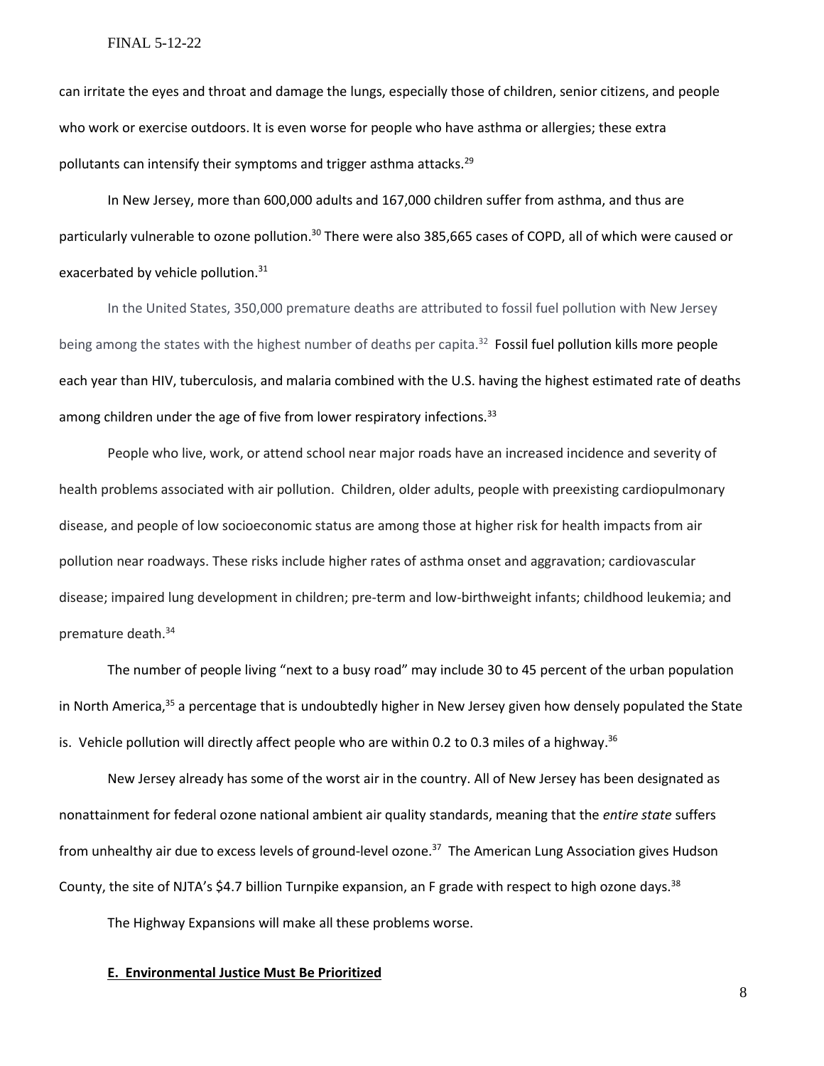can irritate the eyes and throat and damage the lungs, especially those of children, senior citizens, and people who work or exercise outdoors. It is even worse for people who have asthma or allergies; these extra pollutants can intensify their symptoms and trigger asthma attacks.[29]

In New Jersey, more than 600,000 adults and 167,000 children suffer from asthma, and thus are particularly vulnerable to ozone pollution.[30] There were also 385,665 cases of COPD, all of which were caused or exacerbated by vehicle pollution.[31]

In the United States, 350,000 premature deaths are attributed to fossil fuel pollution with New Jersey being among the states with the highest number of deaths per capita.[32] Fossil fuel pollution kills more people each year than HIV, tuberculosis, and malaria combined with the U.S. having the highest estimated rate of deaths among children under the age of five from lower respiratory infections.[33]

People who live, work, or attend school near major roads have an increased incidence and severity of health problems associated with air pollution. Children, older adults, people with preexisting cardiopulmonary disease, and people of low socioeconomic status are among those at higher risk for health impacts from air pollution near roadways. These risks include higher rates of asthma onset and aggravation; cardiovascular disease; impaired lung development in children; pre-term and low-birthweight infants; childhood leukemia; and premature death.[34]

The number of people living "next to a busy road" may include 30 to 45 percent of the urban population in North America,[35] a percentage that is undoubtedly higher in New Jersey given how densely populated the State is. Vehicle pollution will directly affect people who are within 0.2 to 0.3 miles of a highway.[36]

New Jersey already has some of the worst air in the country. All of New Jersey has been designated as nonattainment for federal ozone national ambient air quality standards, meaning that the *entire state* suffers from unhealthy air due to excess levels of ground-level ozone.[37] The American Lung Association gives Hudson County, the site of NJTA's $4.7 billion Turnpike expansion, an F grade with respect to high ozone days.[38]

The Highway Expansions will make all these problems worse.

### **E. Environmental Justice Must Be Prioritized**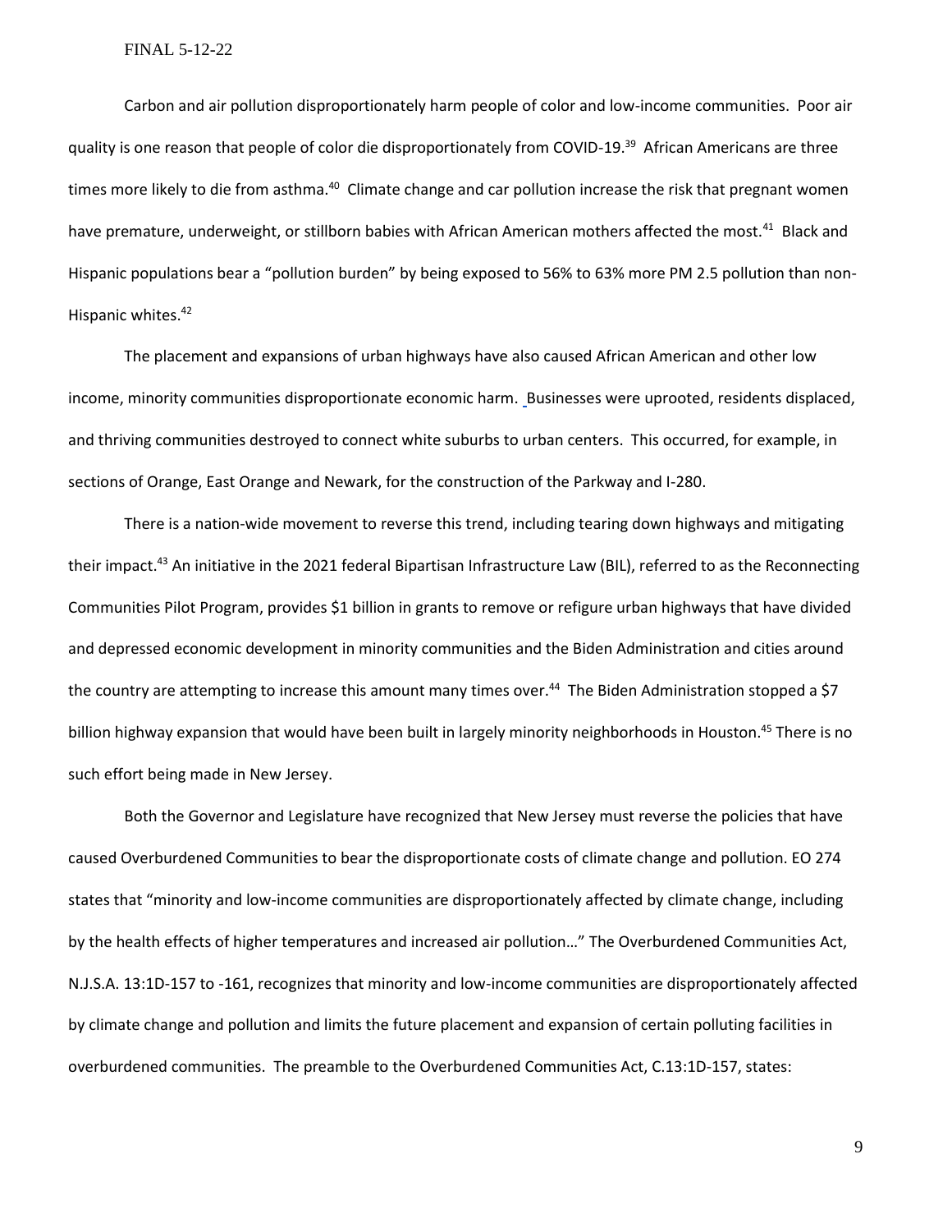Carbon and air pollution disproportionately harm people of color and low-income communities. Poor air quality is one reason that people of color die disproportionately from COVID-19.[39] African Americans are three times more likely to die from asthma.[40] Climate change and car pollution increase the risk that pregnant women have premature, underweight, or stillborn babies with African American mothers affected the most.[41] Black and Hispanic populations bear a "pollution burden" by being exposed to 56% to 63% more PM 2.5 pollution than non-Hispanic whites.[42]

The placement and expansions of urban highways have also caused African American and other low income, minority communities disproportionate economic harm. Businesses were uprooted, residents displaced, and thriving communities destroyed to connect white suburbs to urban centers. This occurred, for example, in sections of Orange, East Orange and Newark, for the construction of the Parkway and I-280.

There is a nation-wide movement to reverse this trend, including tearing down highways and mitigating their impact.[43] An initiative in the 2021 federal Bipartisan Infrastructure Law (BIL), referred to as the Reconnecting Communities Pilot Program, provides $1 billion in grants to remove or refigure urban highways that have divided and depressed economic development in minority communities and the Biden Administration and cities around the country are attempting to increase this amount many times over.[44] The Biden Administration stopped a $7 billion highway expansion that would have been built in largely minority neighborhoods in Houston.[45] There is no such effort being made in New Jersey.

Both the Governor and Legislature have recognized that New Jersey must reverse the policies that have caused Overburdened Communities to bear the disproportionate costs of climate change and pollution. EO 274 states that "minority and low-income communities are disproportionately affected by climate change, including by the health effects of higher temperatures and increased air pollution…" The Overburdened Communities Act, N.J.S.A. 13:1D-157 to -161, recognizes that minority and low-income communities are disproportionately affected by climate change and pollution and limits the future placement and expansion of certain polluting facilities in overburdened communities. The preamble to the Overburdened Communities Act, C.13:1D-157, states: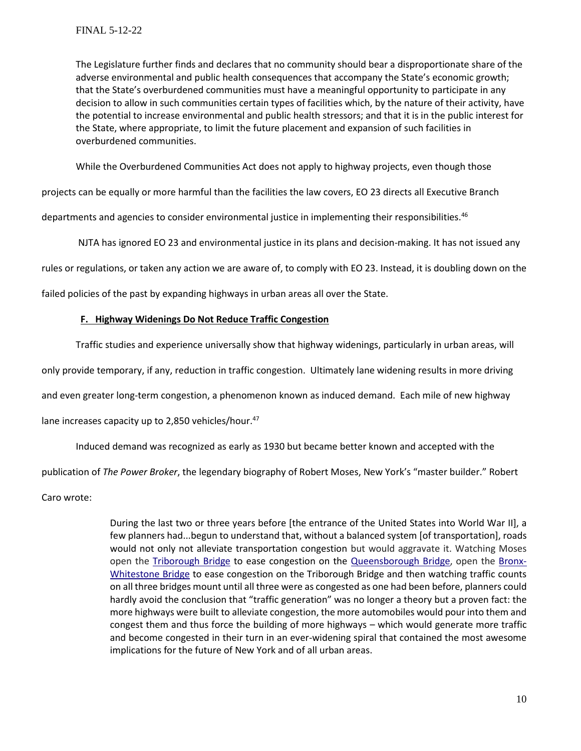> The Legislature further finds and declares that no community should bear a disproportionate share of the adverse environmental and public health consequences that accompany the State's economic growth; that the State's overburdened communities must have a meaningful opportunity to participate in any decision to allow in such communities certain types of facilities which, by the nature of their activity, have the potential to increase environmental and public health stressors; and that it is in the public interest for the State, where appropriate, to limit the future placement and expansion of such facilities in overburdened communities.

While the Overburdened Communities Act does not apply to highway projects, even though those projects can be equally or more harmful than the facilities the law covers, EO 23 directs all Executive Branch departments and agencies to consider environmental justice in implementing their responsibilities.[46]

NJTA has ignored EO 23 and environmental justice in its plans and decision-making. It has not issued any rules or regulations, or taken any action we are aware of, to comply with EO 23. Instead, it is doubling down on the failed policies of the past by expanding highways in urban areas all over the State.

### F. Highway Widenings Do Not Reduce Traffic Congestion

Traffic studies and experience universally show that highway widenings, particularly in urban areas, will only provide temporary, if any, reduction in traffic congestion. Ultimately lane widening results in more driving and even greater long-term congestion, a phenomenon known as induced demand. Each mile of new highway lane increases capacity up to 2,850 vehicles/hour.[47]

Induced demand was recognized as early as 1930 but became better known and accepted with the publication of *The Power Broker*, the legendary biography of Robert Moses, New York's "master builder." Robert Caro wrote:

> During the last two or three years before [the entrance of the United States into World War II], a few planners had...begun to understand that, without a balanced system [of transportation], roads would not only not alleviate transportation congestion but would aggravate it. Watching Moses open the Triborough Bridge to ease congestion on the Queensborough Bridge, open the Bronx-Whitestone Bridge to ease congestion on the Triborough Bridge and then watching traffic counts on all three bridges mount until all three were as congested as one had been before, planners could hardly avoid the conclusion that "traffic generation" was no longer a theory but a proven fact: the more highways were built to alleviate congestion, the more automobiles would pour into them and congest them and thus force the building of more highways – which would generate more traffic and become congested in their turn in an ever-widening spiral that contained the most awesome implications for the future of New York and of all urban areas.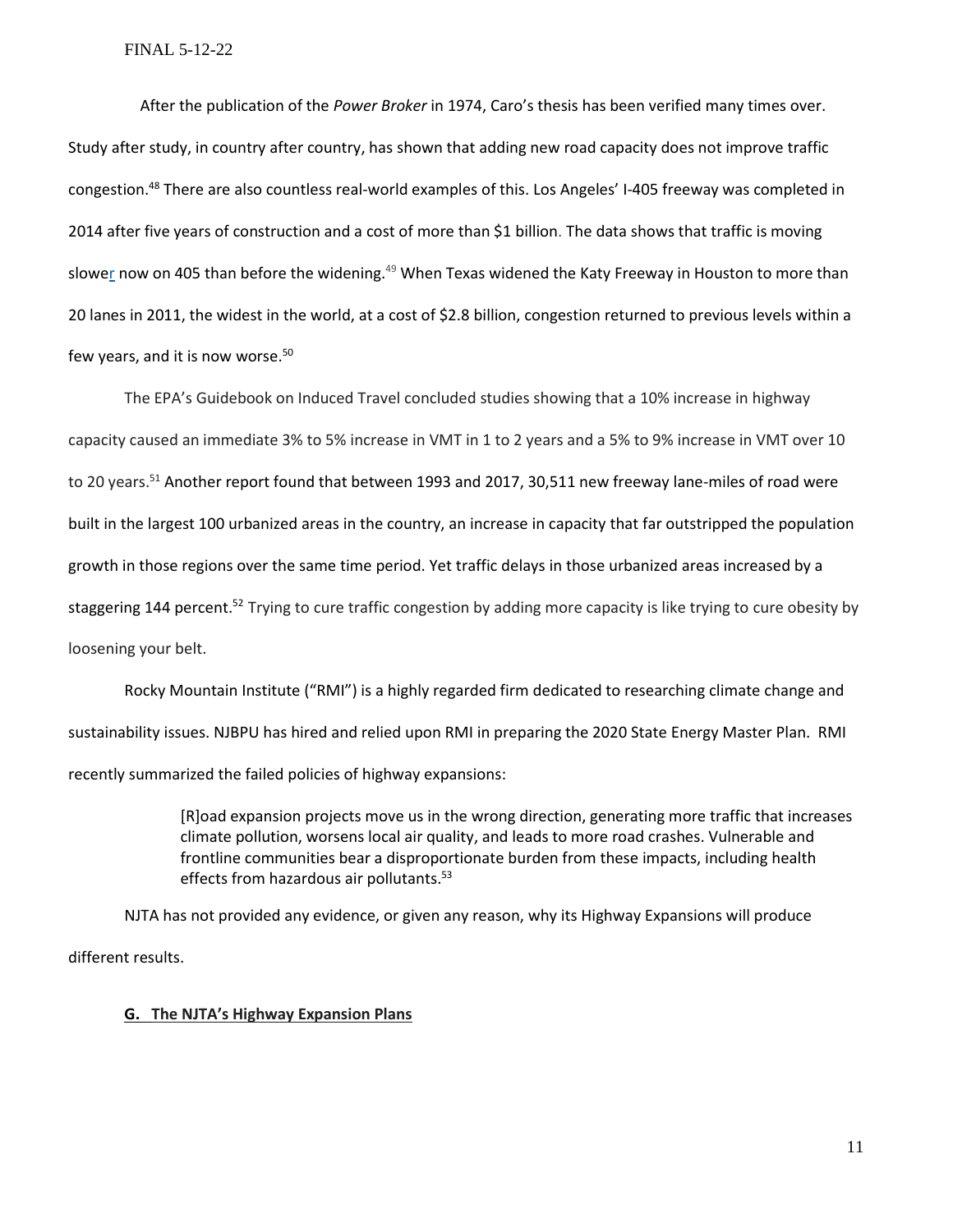After the publication of the *Power Broker* in 1974, Caro's thesis has been verified many times over. Study after study, in country after country, has shown that adding new road capacity does not improve traffic congestion.[48] There are also countless real-world examples of this. Los Angeles' I-405 freeway was completed in 2014 after five years of construction and a cost of more than $1 billion. The data shows that traffic is moving slower now on 405 than before the widening.[49] When Texas widened the Katy Freeway in Houston to more than 20 lanes in 2011, the widest in the world, at a cost of $2.8 billion, congestion returned to previous levels within a few years, and it is now worse.[50]

The EPA's Guidebook on Induced Travel concluded studies showing that a 10% increase in highway capacity caused an immediate 3% to 5% increase in VMT in 1 to 2 years and a 5% to 9% increase in VMT over 10 to 20 years.[51] Another report found that between 1993 and 2017, 30,511 new freeway lane-miles of road were built in the largest 100 urbanized areas in the country, an increase in capacity that far outstripped the population growth in those regions over the same time period. Yet traffic delays in those urbanized areas increased by a staggering 144 percent.[52] Trying to cure traffic congestion by adding more capacity is like trying to cure obesity by loosening your belt.

Rocky Mountain Institute ("RMI") is a highly regarded firm dedicated to researching climate change and sustainability issues. NJBPU has hired and relied upon RMI in preparing the 2020 State Energy Master Plan. RMI recently summarized the failed policies of highway expansions:

> [R]oad expansion projects move us in the wrong direction, generating more traffic that increases climate pollution, worsens local air quality, and leads to more road crashes. Vulnerable and frontline communities bear a disproportionate burden from these impacts, including health effects from hazardous air pollutants.[53]

NJTA has not provided any evidence, or given any reason, why its Highway Expansions will produce different results.

**G. The NJTA's Highway Expansion Plans**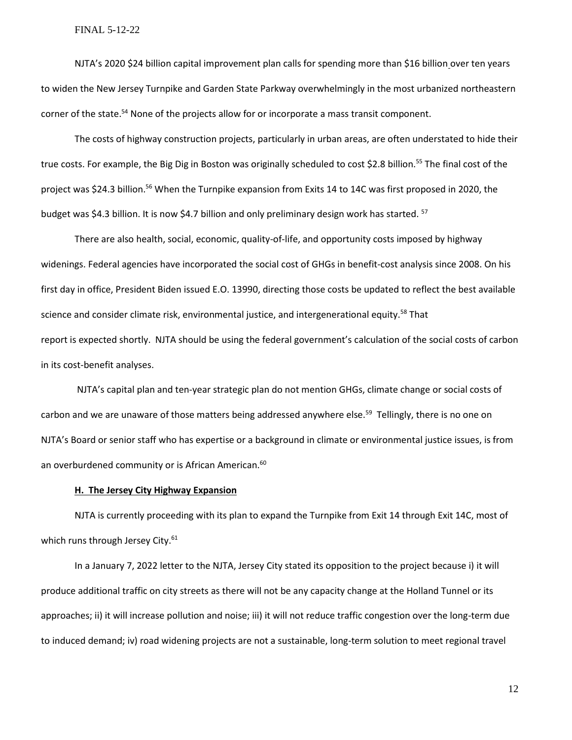NJTA's 2020 $24 billion capital improvement plan calls for spending more than $16 billion over ten years to widen the New Jersey Turnpike and Garden State Parkway overwhelmingly in the most urbanized northeastern corner of the state.[54] None of the projects allow for or incorporate a mass transit component.

The costs of highway construction projects, particularly in urban areas, are often understated to hide their true costs. For example, the Big Dig in Boston was originally scheduled to cost $2.8 billion.[55] The final cost of the project was $24.3 billion.[56] When the Turnpike expansion from Exits 14 to 14C was first proposed in 2020, the budget was $4.3 billion. It is now $4.7 billion and only preliminary design work has started.[57]

There are also health, social, economic, quality-of-life, and opportunity costs imposed by highway widenings. Federal agencies have incorporated the social cost of GHGs in benefit-cost analysis since 2008. On his first day in office, President Biden issued E.O. 13990, directing those costs be updated to reflect the best available science and consider climate risk, environmental justice, and intergenerational equity.[58] That report is expected shortly. NJTA should be using the federal government's calculation of the social costs of carbon in its cost-benefit analyses.

NJTA's capital plan and ten-year strategic plan do not mention GHGs, climate change or social costs of carbon and we are unaware of those matters being addressed anywhere else.[59] Tellingly, there is no one on NJTA's Board or senior staff who has expertise or a background in climate or environmental justice issues, is from an overburdened community or is African American.[60]

### H. The Jersey City Highway Expansion

NJTA is currently proceeding with its plan to expand the Turnpike from Exit 14 through Exit 14C, most of which runs through Jersey City.[61]

In a January 7, 2022 letter to the NJTA, Jersey City stated its opposition to the project because i) it will produce additional traffic on city streets as there will not be any capacity change at the Holland Tunnel or its approaches; ii) it will increase pollution and noise; iii) it will not reduce traffic congestion over the long-term due to induced demand; iv) road widening projects are not a sustainable, long-term solution to meet regional travel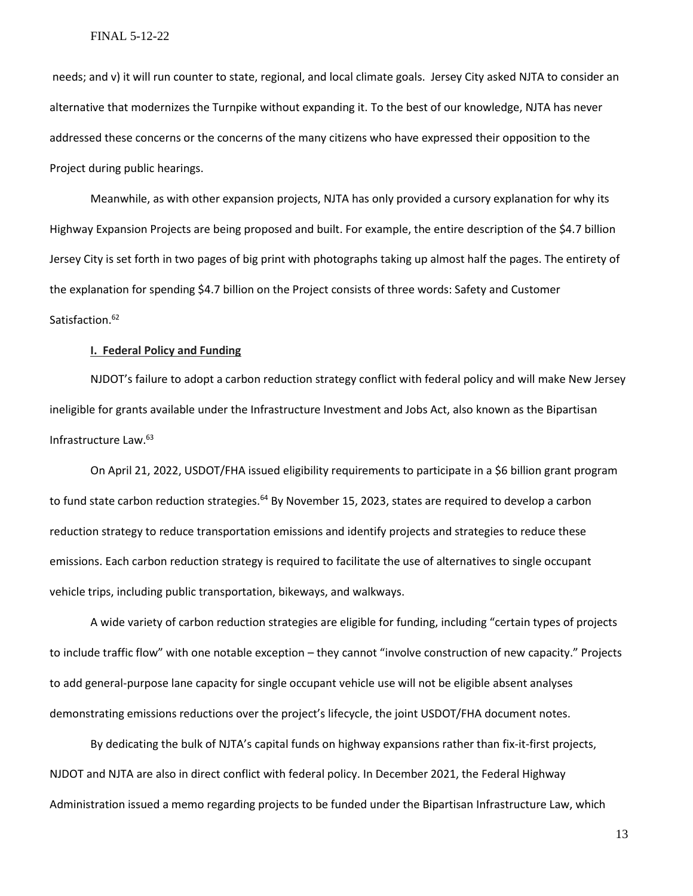needs; and v) it will run counter to state, regional, and local climate goals. Jersey City asked NJTA to consider an alternative that modernizes the Turnpike without expanding it. To the best of our knowledge, NJTA has never addressed these concerns or the concerns of the many citizens who have expressed their opposition to the Project during public hearings.

Meanwhile, as with other expansion projects, NJTA has only provided a cursory explanation for why its Highway Expansion Projects are being proposed and built. For example, the entire description of the $4.7 billion Jersey City is set forth in two pages of big print with photographs taking up almost half the pages. The entirety of the explanation for spending $4.7 billion on the Project consists of three words: Safety and Customer Satisfaction.[62]

**I. Federal Policy and Funding**

NJDOT's failure to adopt a carbon reduction strategy conflict with federal policy and will make New Jersey ineligible for grants available under the Infrastructure Investment and Jobs Act, also known as the Bipartisan Infrastructure Law.[63]

On April 21, 2022, USDOT/FHA issued eligibility requirements to participate in a $6 billion grant program to fund state carbon reduction strategies.[64] By November 15, 2023, states are required to develop a carbon reduction strategy to reduce transportation emissions and identify projects and strategies to reduce these emissions. Each carbon reduction strategy is required to facilitate the use of alternatives to single occupant vehicle trips, including public transportation, bikeways, and walkways.

A wide variety of carbon reduction strategies are eligible for funding, including "certain types of projects to include traffic flow" with one notable exception – they cannot "involve construction of new capacity." Projects to add general-purpose lane capacity for single occupant vehicle use will not be eligible absent analyses demonstrating emissions reductions over the project's lifecycle, the joint USDOT/FHA document notes.

By dedicating the bulk of NJTA's capital funds on highway expansions rather than fix-it-first projects, NJDOT and NJTA are also in direct conflict with federal policy. In December 2021, the Federal Highway Administration issued a memo regarding projects to be funded under the Bipartisan Infrastructure Law, which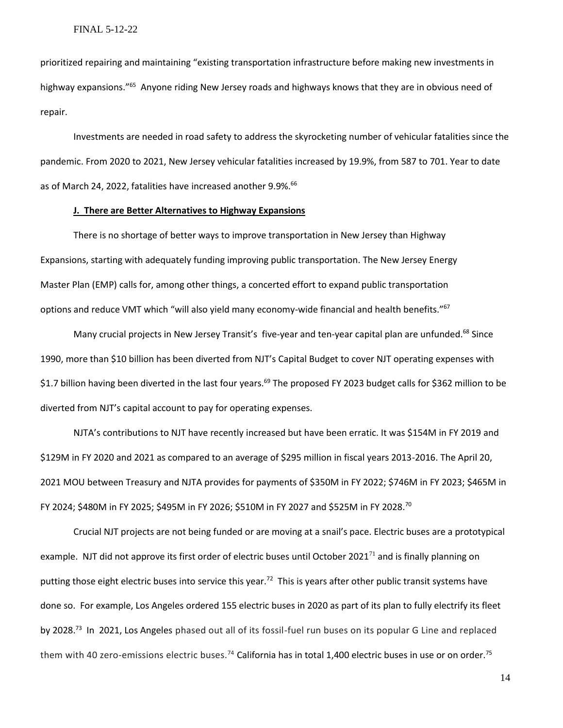prioritized repairing and maintaining "existing transportation infrastructure before making new investments in highway expansions."[65] Anyone riding New Jersey roads and highways knows that they are in obvious need of repair.

Investments are needed in road safety to address the skyrocketing number of vehicular fatalities since the pandemic. From 2020 to 2021, New Jersey vehicular fatalities increased by 19.9%, from 587 to 701. Year to date as of March 24, 2022, fatalities have increased another 9.9%.[66]

### J. There are Better Alternatives to Highway Expansions

There is no shortage of better ways to improve transportation in New Jersey than Highway Expansions, starting with adequately funding improving public transportation. The New Jersey Energy Master Plan (EMP) calls for, among other things, a concerted effort to expand public transportation options and reduce VMT which "will also yield many economy-wide financial and health benefits."[67]

Many crucial projects in New Jersey Transit's five-year and ten-year capital plan are unfunded.[68] Since 1990, more than $10 billion has been diverted from NJT's Capital Budget to cover NJT operating expenses with $1.7 billion having been diverted in the last four years.[69] The proposed FY 2023 budget calls for $362 million to be diverted from NJT's capital account to pay for operating expenses.

NJTA's contributions to NJT have recently increased but have been erratic. It was $154M in FY 2019 and $129M in FY 2020 and 2021 as compared to an average of $295 million in fiscal years 2013-2016. The April 20, 2021 MOU between Treasury and NJTA provides for payments of $350M in FY 2022; $746M in FY 2023; $465M in FY 2024; $480M in FY 2025; $495M in FY 2026; $510M in FY 2027 and $525M in FY 2028.[70]

Crucial NJT projects are not being funded or are moving at a snail's pace. Electric buses are a prototypical example. NJT did not approve its first order of electric buses until October 2021[71] and is finally planning on putting those eight electric buses into service this year.[72] This is years after other public transit systems have done so. For example, Los Angeles ordered 155 electric buses in 2020 as part of its plan to fully electrify its fleet by 2028.[73] In 2021, Los Angeles phased out all of its fossil-fuel run buses on its popular G Line and replaced them with 40 zero-emissions electric buses.[74] California has in total 1,400 electric buses in use or on order.[75]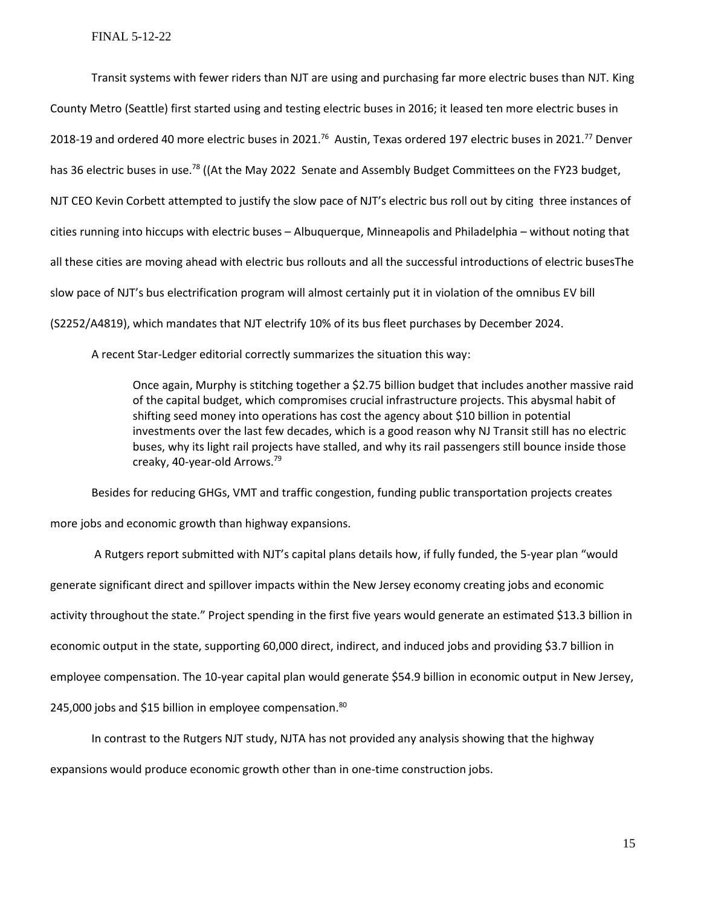Transit systems with fewer riders than NJT are using and purchasing far more electric buses than NJT. King County Metro (Seattle) first started using and testing electric buses in 2016; it leased ten more electric buses in 2018-19 and ordered 40 more electric buses in 2021.[76] Austin, Texas ordered 197 electric buses in 2021.[77] Denver has 36 electric buses in use.[78] ((At the May 2022 Senate and Assembly Budget Committees on the FY23 budget, NJT CEO Kevin Corbett attempted to justify the slow pace of NJT's electric bus roll out by citing three instances of cities running into hiccups with electric buses – Albuquerque, Minneapolis and Philadelphia – without noting that all these cities are moving ahead with electric bus rollouts and all the successful introductions of electric busesThe slow pace of NJT's bus electrification program will almost certainly put it in violation of the omnibus EV bill (S2252/A4819), which mandates that NJT electrify 10% of its bus fleet purchases by December 2024.

A recent Star-Ledger editorial correctly summarizes the situation this way:

> Once again, Murphy is stitching together a $2.75 billion budget that includes another massive raid of the capital budget, which compromises crucial infrastructure projects. This abysmal habit of shifting seed money into operations has cost the agency about $10 billion in potential investments over the last few decades, which is a good reason why NJ Transit still has no electric buses, why its light rail projects have stalled, and why its rail passengers still bounce inside those creaky, 40-year-old Arrows.[79]

Besides for reducing GHGs, VMT and traffic congestion, funding public transportation projects creates more jobs and economic growth than highway expansions.

A Rutgers report submitted with NJT's capital plans details how, if fully funded, the 5-year plan "would generate significant direct and spillover impacts within the New Jersey economy creating jobs and economic activity throughout the state." Project spending in the first five years would generate an estimated $13.3 billion in economic output in the state, supporting 60,000 direct, indirect, and induced jobs and providing $3.7 billion in employee compensation. The 10-year capital plan would generate $54.9 billion in economic output in New Jersey, 245,000 jobs and $15 billion in employee compensation.[80]

In contrast to the Rutgers NJT study, NJTA has not provided any analysis showing that the highway expansions would produce economic growth other than in one-time construction jobs.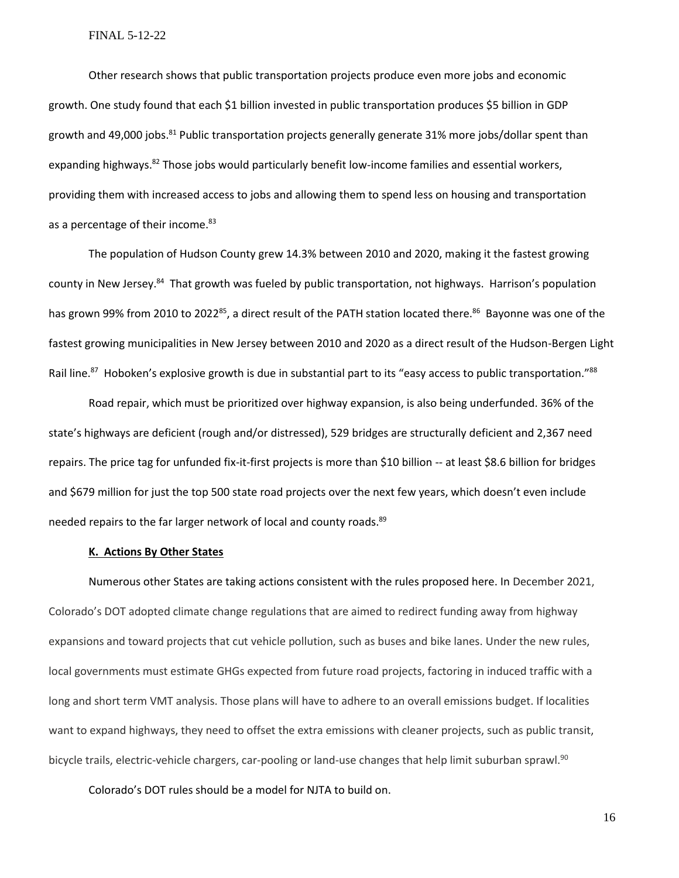Other research shows that public transportation projects produce even more jobs and economic growth. One study found that each $1 billion invested in public transportation produces $5 billion in GDP growth and 49,000 jobs.[81] Public transportation projects generally generate 31% more jobs/dollar spent than expanding highways.[82] Those jobs would particularly benefit low-income families and essential workers, providing them with increased access to jobs and allowing them to spend less on housing and transportation as a percentage of their income.[83]

The population of Hudson County grew 14.3% between 2010 and 2020, making it the fastest growing county in New Jersey.[84] That growth was fueled by public transportation, not highways. Harrison's population has grown 99% from 2010 to 2022[85], a direct result of the PATH station located there.[86] Bayonne was one of the fastest growing municipalities in New Jersey between 2010 and 2020 as a direct result of the Hudson-Bergen Light Rail line.[87] Hoboken's explosive growth is due in substantial part to its "easy access to public transportation."[88]

Road repair, which must be prioritized over highway expansion, is also being underfunded. 36% of the state's highways are deficient (rough and/or distressed), 529 bridges are structurally deficient and 2,367 need repairs. The price tag for unfunded fix-it-first projects is more than $10 billion -- at least $8.6 billion for bridges and $679 million for just the top 500 state road projects over the next few years, which doesn't even include needed repairs to the far larger network of local and county roads.[89]

**K. Actions By Other States**

Numerous other States are taking actions consistent with the rules proposed here. In December 2021, Colorado's DOT adopted climate change regulations that are aimed to redirect funding away from highway expansions and toward projects that cut vehicle pollution, such as buses and bike lanes. Under the new rules, local governments must estimate GHGs expected from future road projects, factoring in induced traffic with a long and short term VMT analysis. Those plans will have to adhere to an overall emissions budget. If localities want to expand highways, they need to offset the extra emissions with cleaner projects, such as public transit, bicycle trails, electric-vehicle chargers, car-pooling or land-use changes that help limit suburban sprawl.[90]

Colorado's DOT rules should be a model for NJTA to build on.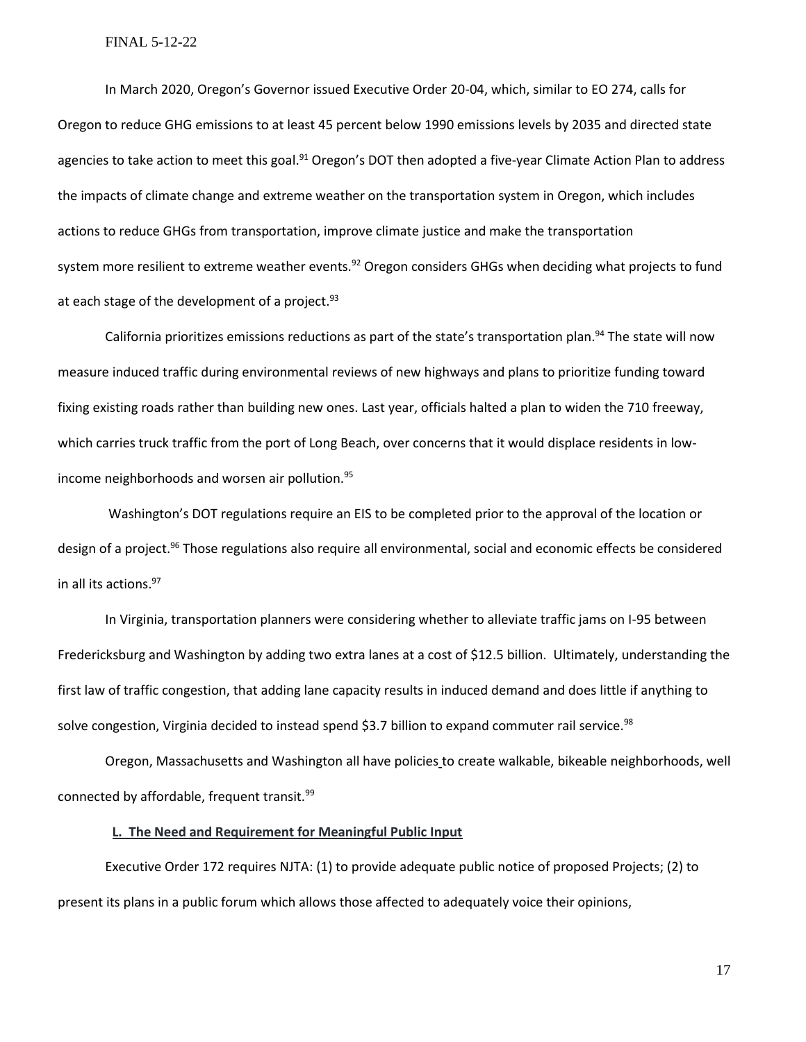In March 2020, Oregon's Governor issued Executive Order 20-04, which, similar to EO 274, calls for Oregon to reduce GHG emissions to at least 45 percent below 1990 emissions levels by 2035 and directed state agencies to take action to meet this goal.[91] Oregon's DOT then adopted a five-year Climate Action Plan to address the impacts of climate change and extreme weather on the transportation system in Oregon, which includes actions to reduce GHGs from transportation, improve climate justice and make the transportation system more resilient to extreme weather events.[92] Oregon considers GHGs when deciding what projects to fund at each stage of the development of a project.[93]

California prioritizes emissions reductions as part of the state's transportation plan.[94] The state will now measure induced traffic during environmental reviews of new highways and plans to prioritize funding toward fixing existing roads rather than building new ones. Last year, officials halted a plan to widen the 710 freeway, which carries truck traffic from the port of Long Beach, over concerns that it would displace residents in low-income neighborhoods and worsen air pollution.[95]

Washington's DOT regulations require an EIS to be completed prior to the approval of the location or design of a project.[96] Those regulations also require all environmental, social and economic effects be considered in all its actions.[97]

In Virginia, transportation planners were considering whether to alleviate traffic jams on I-95 between Fredericksburg and Washington by adding two extra lanes at a cost of $12.5 billion. Ultimately, understanding the first law of traffic congestion, that adding lane capacity results in induced demand and does little if anything to solve congestion, Virginia decided to instead spend $3.7 billion to expand commuter rail service.[98]

Oregon, Massachusetts and Washington all have policies to create walkable, bikeable neighborhoods, well connected by affordable, frequent transit.[99]

**L. The Need and Requirement for Meaningful Public Input**

Executive Order 172 requires NJTA: (1) to provide adequate public notice of proposed Projects; (2) to present its plans in a public forum which allows those affected to adequately voice their opinions,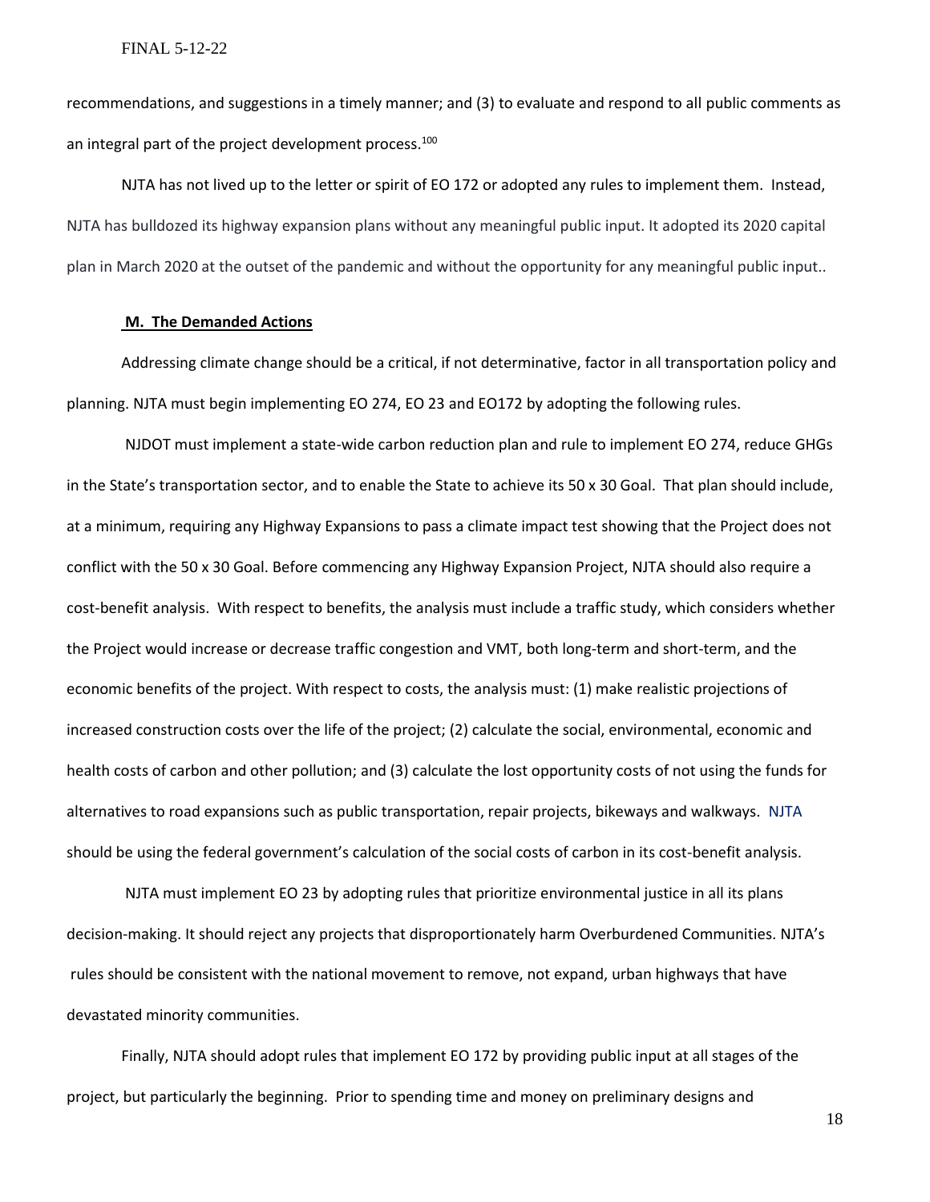recommendations, and suggestions in a timely manner; and (3) to evaluate and respond to all public comments as an integral part of the project development process.[100]

NJTA has not lived up to the letter or spirit of EO 172 or adopted any rules to implement them. Instead, NJTA has bulldozed its highway expansion plans without any meaningful public input. It adopted its 2020 capital plan in March 2020 at the outset of the pandemic and without the opportunity for any meaningful public input..

## M. The Demanded Actions

Addressing climate change should be a critical, if not determinative, factor in all transportation policy and planning. NJTA must begin implementing EO 274, EO 23 and EO172 by adopting the following rules.

NJDOT must implement a state-wide carbon reduction plan and rule to implement EO 274, reduce GHGs in the State's transportation sector, and to enable the State to achieve its 50 x 30 Goal. That plan should include, at a minimum, requiring any Highway Expansions to pass a climate impact test showing that the Project does not conflict with the 50 x 30 Goal. Before commencing any Highway Expansion Project, NJTA should also require a cost-benefit analysis. With respect to benefits, the analysis must include a traffic study, which considers whether the Project would increase or decrease traffic congestion and VMT, both long-term and short-term, and the economic benefits of the project. With respect to costs, the analysis must: (1) make realistic projections of increased construction costs over the life of the project; (2) calculate the social, environmental, economic and health costs of carbon and other pollution; and (3) calculate the lost opportunity costs of not using the funds for alternatives to road expansions such as public transportation, repair projects, bikeways and walkways. NJTA should be using the federal government's calculation of the social costs of carbon in its cost-benefit analysis.

NJTA must implement EO 23 by adopting rules that prioritize environmental justice in all its plans decision-making. It should reject any projects that disproportionately harm Overburdened Communities. NJTA's rules should be consistent with the national movement to remove, not expand, urban highways that have devastated minority communities.

Finally, NJTA should adopt rules that implement EO 172 by providing public input at all stages of the project, but particularly the beginning. Prior to spending time and money on preliminary designs and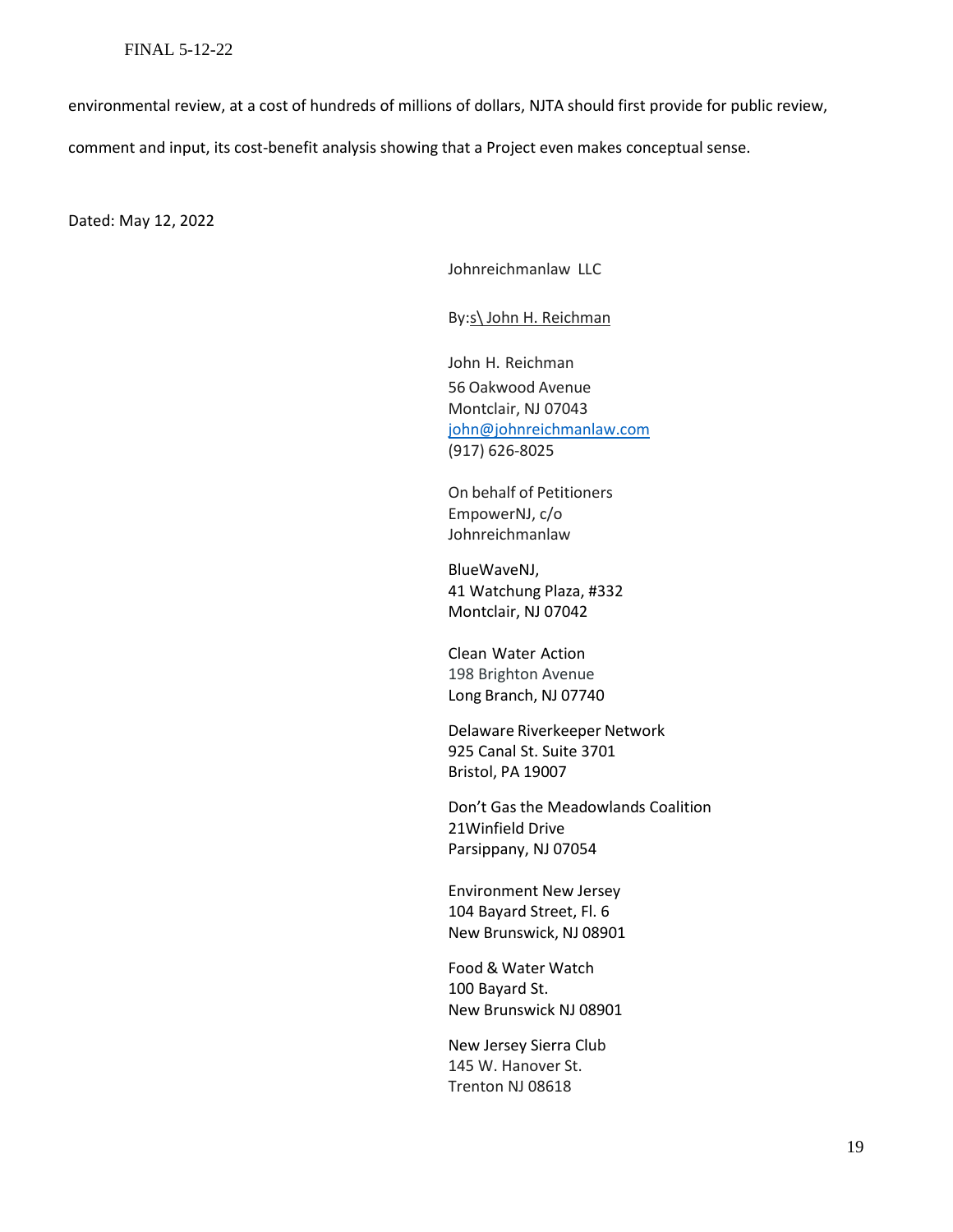environmental review, at a cost of hundreds of millions of dollars, NJTA should first provide for public review, comment and input, its cost-benefit analysis showing that a Project even makes conceptual sense.

Dated: May 12, 2022

Johnreichmanlaw LLC

By:s\ John H. Reichman

John H. Reichman
56 Oakwood Avenue
Montclair, NJ 07043
john@johnreichmanlaw.com
(917) 626-8025

On behalf of Petitioners
EmpowerNJ, c/o
Johnreichmanlaw

BlueWaveNJ,
41 Watchung Plaza, #332
Montclair, NJ 07042

Clean Water Action
198 Brighton Avenue
Long Branch, NJ 07740

Delaware Riverkeeper Network
925 Canal St. Suite 3701
Bristol, PA 19007

Don't Gas the Meadowlands Coalition
21Winfield Drive
Parsippany, NJ 07054

Environment New Jersey
104 Bayard Street, Fl. 6
New Brunswick, NJ 08901

Food & Water Watch
100 Bayard St.
New Brunswick NJ 08901

New Jersey Sierra Club
145 W. Hanover St.
Trenton NJ 08618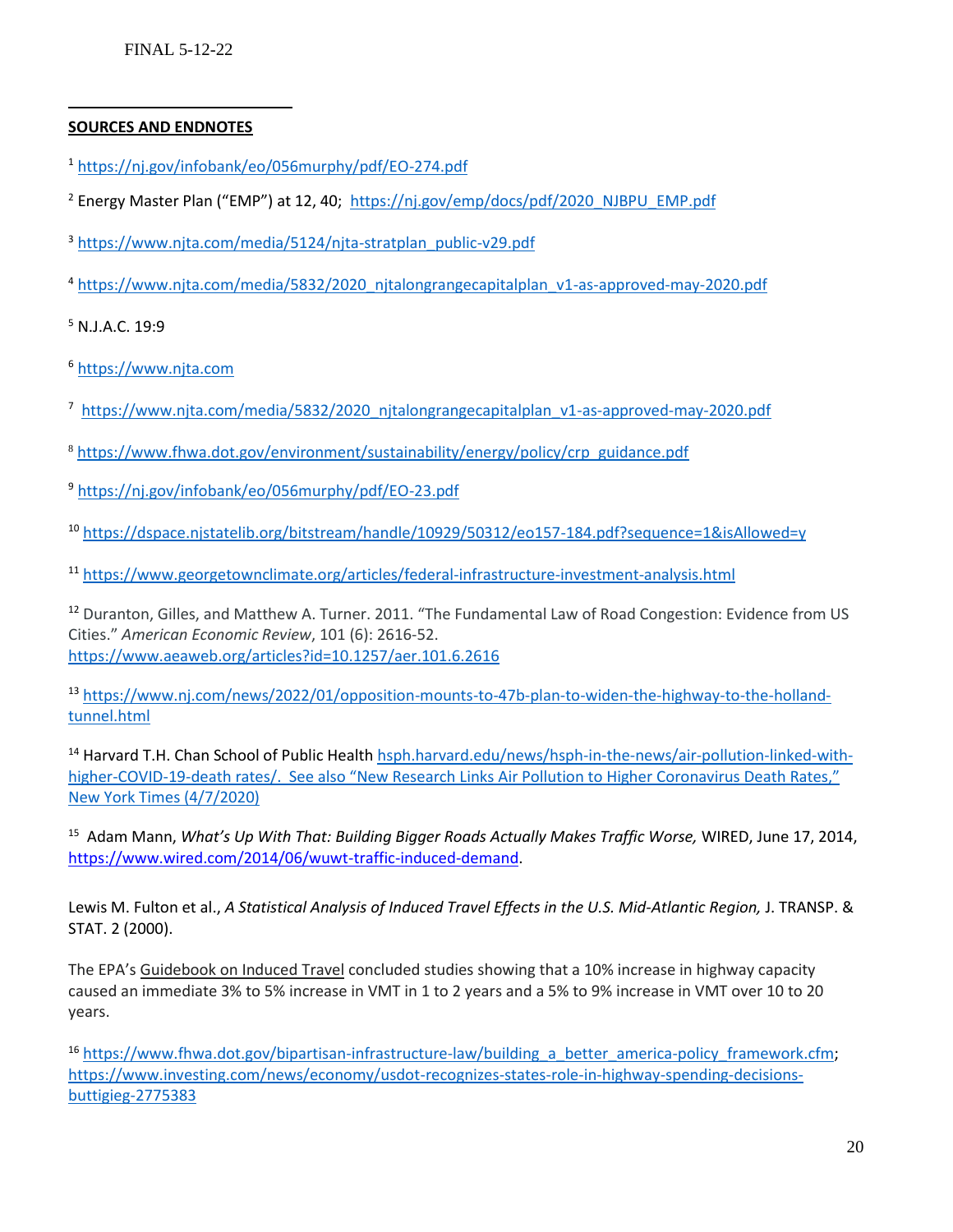**SOURCES AND ENDNOTES**

[1] https://nj.gov/infobank/eo/056murphy/pdf/EO-274.pdf

[2] Energy Master Plan ("EMP") at 12, 40; https://nj.gov/emp/docs/pdf/2020_NJBPU_EMP.pdf

[3] https://www.njta.com/media/5124/njta-stratplan_public-v29.pdf

[4] https://www.njta.com/media/5832/2020_njtalongrangecapitalplan_v1-as-approved-may-2020.pdf

[5] N.J.A.C. 19:9

[6] https://www.njta.com

[7] https://www.njta.com/media/5832/2020_njtalongrangecapitalplan_v1-as-approved-may-2020.pdf

[8] https://www.fhwa.dot.gov/environment/sustainability/energy/policy/crp_guidance.pdf

[9] https://nj.gov/infobank/eo/056murphy/pdf/EO-23.pdf

[10] https://dspace.njstatelib.org/bitstream/handle/10929/50312/eo157-184.pdf?sequence=1&isAllowed=y

[11] https://www.georgetownclimate.org/articles/federal-infrastructure-investment-analysis.html

[12] Duranton, Gilles, and Matthew A. Turner. 2011. "The Fundamental Law of Road Congestion: Evidence from US Cities." *American Economic Review*, 101 (6): 2616-52. https://www.aeaweb.org/articles?id=10.1257/aer.101.6.2616

[13] https://www.nj.com/news/2022/01/opposition-mounts-to-47b-plan-to-widen-the-highway-to-the-holland-tunnel.html

[14] Harvard T.H. Chan School of Public Health hsph.harvard.edu/news/hsph-in-the-news/air-pollution-linked-with-higher-COVID-19-death rates/. See also "New Research Links Air Pollution to Higher Coronavirus Death Rates," New York Times (4/7/2020)

[15] Adam Mann, *What's Up With That: Building Bigger Roads Actually Makes Traffic Worse,* WIRED, June 17, 2014, https://www.wired.com/2014/06/wuwt-traffic-induced-demand.

Lewis M. Fulton et al., *A Statistical Analysis of Induced Travel Effects in the U.S. Mid-Atlantic Region,* J. TRANSP. & STAT. 2 (2000).

The EPA's Guidebook on Induced Travel concluded studies showing that a 10% increase in highway capacity caused an immediate 3% to 5% increase in VMT in 1 to 2 years and a 5% to 9% increase in VMT over 10 to 20 years.

[16] https://www.fhwa.dot.gov/bipartisan-infrastructure-law/building_a_better_america-policy_framework.cfm; https://www.investing.com/news/economy/usdot-recognizes-states-role-in-highway-spending-decisions-buttigieg-2775383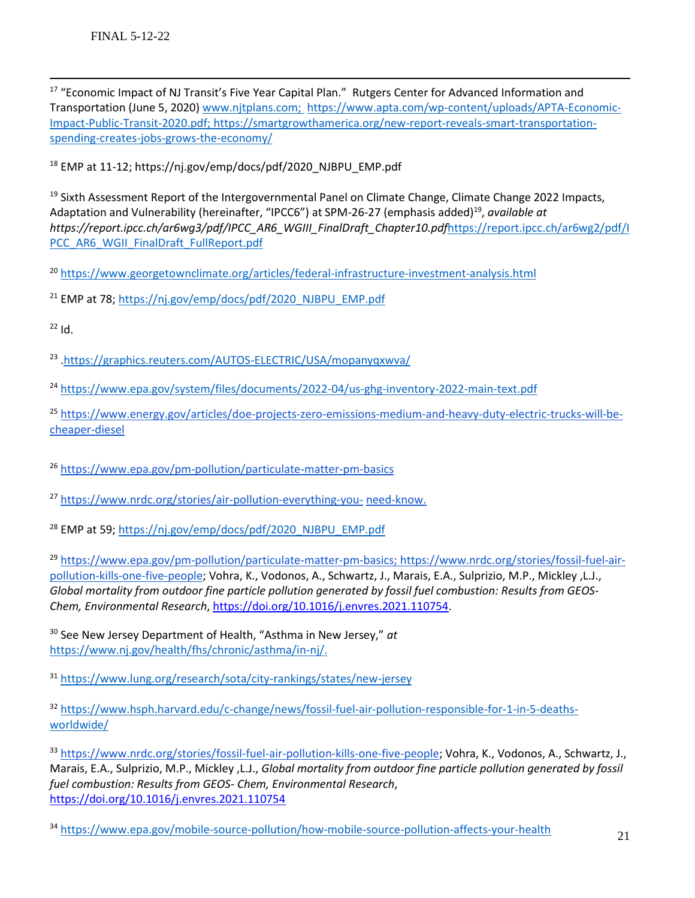[17] "Economic Impact of NJ Transit's Five Year Capital Plan." Rutgers Center for Advanced Information and Transportation (June 5, 2020) www.njtplans.com; https://www.apta.com/wp-content/uploads/APTA-Economic-Impact-Public-Transit-2020.pdf; https://smartgrowthamerica.org/new-report-reveals-smart-transportation-spending-creates-jobs-grows-the-economy/

[18] EMP at 11-12; https://nj.gov/emp/docs/pdf/2020_NJBPU_EMP.pdf

[19] Sixth Assessment Report of the Intergovernmental Panel on Climate Change, Climate Change 2022 Impacts, Adaptation and Vulnerability (hereinafter, "IPCC6") at SPM-26-27 (emphasis added)[19], *available at https://report.ipcc.ch/ar6wg3/pdf/IPCC_AR6_WGIII_FinalDraft_Chapter10.pdf*https://report.ipcc.ch/ar6wg2/pdf/IPCC_AR6_WGII_FinalDraft_FullReport.pdf

[20] https://www.georgetownclimate.org/articles/federal-infrastructure-investment-analysis.html

[21] EMP at 78; https://nj.gov/emp/docs/pdf/2020_NJBPU_EMP.pdf

[22] Id.

[23] .https://graphics.reuters.com/AUTOS-ELECTRIC/USA/mopanyqxwva/

[24] https://www.epa.gov/system/files/documents/2022-04/us-ghg-inventory-2022-main-text.pdf

[25] https://www.energy.gov/articles/doe-projects-zero-emissions-medium-and-heavy-duty-electric-trucks-will-be-cheaper-diesel

[26] https://www.epa.gov/pm-pollution/particulate-matter-pm-basics

[27] https://www.nrdc.org/stories/air-pollution-everything-you- need-know.

[28] EMP at 59; https://nj.gov/emp/docs/pdf/2020_NJBPU_EMP.pdf

[29] https://www.epa.gov/pm-pollution/particulate-matter-pm-basics; https://www.nrdc.org/stories/fossil-fuel-air-pollution-kills-one-five-people; Vohra, K., Vodonos, A., Schwartz, J., Marais, E.A., Sulprizio, M.P., Mickley ,L.J., *Global mortality from outdoor fine particle pollution generated by fossil fuel combustion: Results from GEOS-Chem, Environmental Research*, https://doi.org/10.1016/j.envres.2021.110754.

[30] See New Jersey Department of Health, "Asthma in New Jersey," *at* https://www.nj.gov/health/fhs/chronic/asthma/in-nj/.

[31] https://www.lung.org/research/sota/city-rankings/states/new-jersey

[32] https://www.hsph.harvard.edu/c-change/news/fossil-fuel-air-pollution-responsible-for-1-in-5-deaths-worldwide/

[33] https://www.nrdc.org/stories/fossil-fuel-air-pollution-kills-one-five-people; Vohra, K., Vodonos, A., Schwartz, J., Marais, E.A., Sulprizio, M.P., Mickley ,L.J., *Global mortality from outdoor fine particle pollution generated by fossil fuel combustion: Results from GEOS- Chem, Environmental Research*, https://doi.org/10.1016/j.envres.2021.110754

[34] https://www.epa.gov/mobile-source-pollution/how-mobile-source-pollution-affects-your-health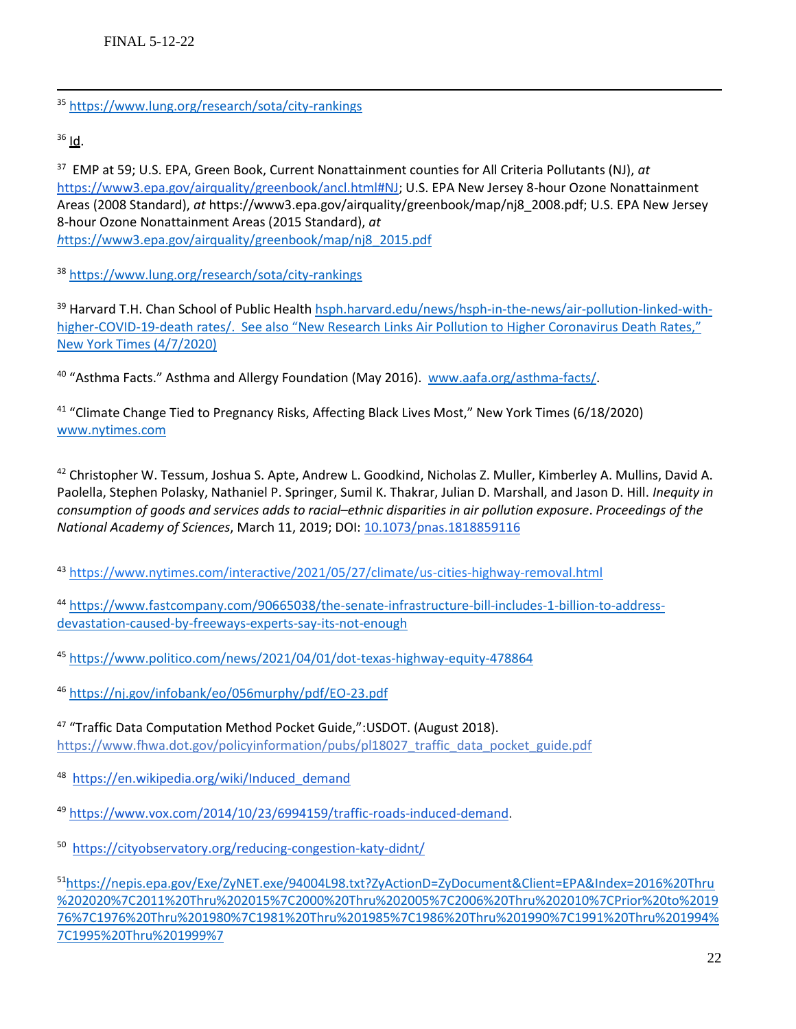[35] https://www.lung.org/research/sota/city-rankings

[36] Id.

[37] EMP at 59; U.S. EPA, Green Book, Current Nonattainment counties for All Criteria Pollutants (NJ), *at* https://www3.epa.gov/airquality/greenbook/ancl.html#NJ; U.S. EPA New Jersey 8-hour Ozone Nonattainment Areas (2008 Standard), *at* https://www3.epa.gov/airquality/greenbook/map/nj8_2008.pdf; U.S. EPA New Jersey 8-hour Ozone Nonattainment Areas (2015 Standard), *at* https://www3.epa.gov/airquality/greenbook/map/nj8_2015.pdf

[38] https://www.lung.org/research/sota/city-rankings

[39] Harvard T.H. Chan School of Public Health hsph.harvard.edu/news/hsph-in-the-news/air-pollution-linked-with-higher-COVID-19-death rates/. See also "New Research Links Air Pollution to Higher Coronavirus Death Rates," New York Times (4/7/2020)

[40] "Asthma Facts." Asthma and Allergy Foundation (May 2016). www.aafa.org/asthma-facts/.

[41] "Climate Change Tied to Pregnancy Risks, Affecting Black Lives Most," New York Times (6/18/2020) www.nytimes.com

[42] Christopher W. Tessum, Joshua S. Apte, Andrew L. Goodkind, Nicholas Z. Muller, Kimberley A. Mullins, David A. Paolella, Stephen Polasky, Nathaniel P. Springer, Sumil K. Thakrar, Julian D. Marshall, and Jason D. Hill. *Inequity in consumption of goods and services adds to racial–ethnic disparities in air pollution exposure*. *Proceedings of the National Academy of Sciences*, March 11, 2019; DOI: 10.1073/pnas.1818859116

[43] https://www.nytimes.com/interactive/2021/05/27/climate/us-cities-highway-removal.html

[44] https://www.fastcompany.com/90665038/the-senate-infrastructure-bill-includes-1-billion-to-address-devastation-caused-by-freeways-experts-say-its-not-enough

[45] https://www.politico.com/news/2021/04/01/dot-texas-highway-equity-478864

[46] https://nj.gov/infobank/eo/056murphy/pdf/EO-23.pdf

[47] "Traffic Data Computation Method Pocket Guide,":USDOT. (August 2018). https://www.fhwa.dot.gov/policyinformation/pubs/pl18027_traffic_data_pocket_guide.pdf

[48] https://en.wikipedia.org/wiki/Induced_demand

[49] https://www.vox.com/2014/10/23/6994159/traffic-roads-induced-demand.

[50] https://cityobservatory.org/reducing-congestion-katy-didnt/

[51] https://nepis.epa.gov/Exe/ZyNET.exe/94004L98.txt?ZyActionD=ZyDocument&Client=EPA&Index=2016%20Thru%202020%7C2011%20Thru%202015%7C2000%20Thru%202005%7C2006%20Thru%202010%7CPrior%20to%201976%7C1976%20Thru%201980%7C1981%20Thru%201985%7C1986%20Thru%201990%7C1991%20Thru%201994%7C1995%20Thru%201999%7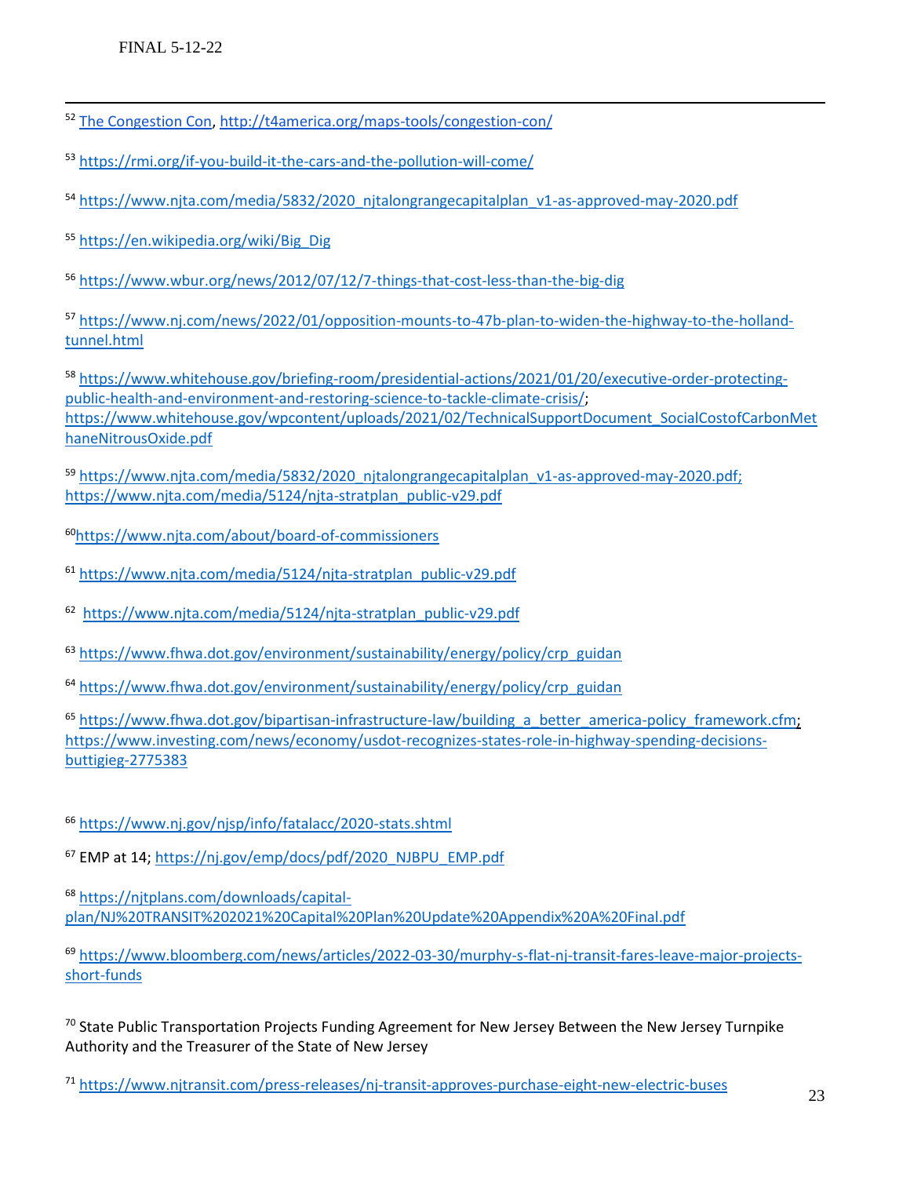[52] The Congestion Con, http://t4america.org/maps-tools/congestion-con/

[53] https://rmi.org/if-you-build-it-the-cars-and-the-pollution-will-come/

[54] https://www.njta.com/media/5832/2020_njtalongrangecapitalplan_v1-as-approved-may-2020.pdf

[55] https://en.wikipedia.org/wiki/Big_Dig

[56] https://www.wbur.org/news/2012/07/12/7-things-that-cost-less-than-the-big-dig

[57] https://www.nj.com/news/2022/01/opposition-mounts-to-47b-plan-to-widen-the-highway-to-the-holland-tunnel.html

[58] https://www.whitehouse.gov/briefing-room/presidential-actions/2021/01/20/executive-order-protecting-public-health-and-environment-and-restoring-science-to-tackle-climate-crisis/; https://www.whitehouse.gov/wpcontent/uploads/2021/02/TechnicalSupportDocument_SocialCostofCarbonMethaneNitrousOxide.pdf

[59] https://www.njta.com/media/5832/2020_njtalongrangecapitalplan_v1-as-approved-may-2020.pdf; https://www.njta.com/media/5124/njta-stratplan_public-v29.pdf

[60] https://www.njta.com/about/board-of-commissioners

[61] https://www.njta.com/media/5124/njta-stratplan_public-v29.pdf

[62] https://www.njta.com/media/5124/njta-stratplan_public-v29.pdf

[63] https://www.fhwa.dot.gov/environment/sustainability/energy/policy/crp_guidan

[64] https://www.fhwa.dot.gov/environment/sustainability/energy/policy/crp_guidan

[65] https://www.fhwa.dot.gov/bipartisan-infrastructure-law/building_a_better_america-policy_framework.cfm; https://www.investing.com/news/economy/usdot-recognizes-states-role-in-highway-spending-decisions-buttigieg-2775383

[66] https://www.nj.gov/njsp/info/fatalacc/2020-stats.shtml

[67] EMP at 14; https://nj.gov/emp/docs/pdf/2020_NJBPU_EMP.pdf

[68] https://njtplans.com/downloads/capital-plan/NJ%20TRANSIT%202021%20Capital%20Plan%20Update%20Appendix%20A%20Final.pdf

[69] https://www.bloomberg.com/news/articles/2022-03-30/murphy-s-flat-nj-transit-fares-leave-major-projects-short-funds

[70] State Public Transportation Projects Funding Agreement for New Jersey Between the New Jersey Turnpike Authority and the Treasurer of the State of New Jersey

[71] https://www.njtransit.com/press-releases/nj-transit-approves-purchase-eight-new-electric-buses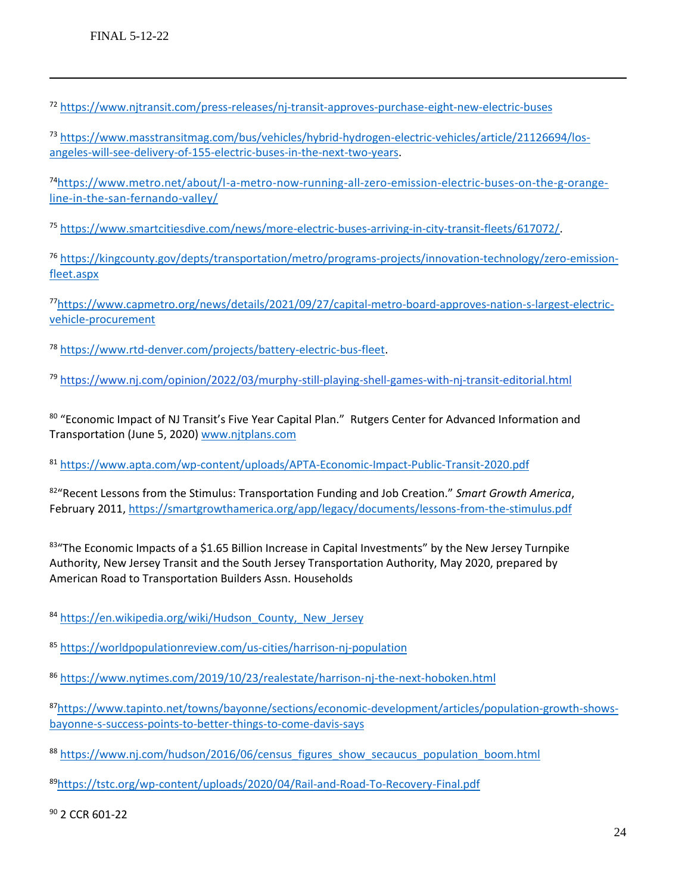[72] https://www.njtransit.com/press-releases/nj-transit-approves-purchase-eight-new-electric-buses

[73] https://www.masstransitmag.com/bus/vehicles/hybrid-hydrogen-electric-vehicles/article/21126694/los-angeles-will-see-delivery-of-155-electric-buses-in-the-next-two-years.

[74] https://www.metro.net/about/l-a-metro-now-running-all-zero-emission-electric-buses-on-the-g-orange-line-in-the-san-fernando-valley/

[75] https://www.smartcitiesdive.com/news/more-electric-buses-arriving-in-city-transit-fleets/617072/.

[76] https://kingcounty.gov/depts/transportation/metro/programs-projects/innovation-technology/zero-emission-fleet.aspx

[77] https://www.capmetro.org/news/details/2021/09/27/capital-metro-board-approves-nation-s-largest-electric-vehicle-procurement

[78] https://www.rtd-denver.com/projects/battery-electric-bus-fleet.

[79] https://www.nj.com/opinion/2022/03/murphy-still-playing-shell-games-with-nj-transit-editorial.html

[80] "Economic Impact of NJ Transit's Five Year Capital Plan." Rutgers Center for Advanced Information and Transportation (June 5, 2020) www.njtplans.com

[81] https://www.apta.com/wp-content/uploads/APTA-Economic-Impact-Public-Transit-2020.pdf

[82] "Recent Lessons from the Stimulus: Transportation Funding and Job Creation." *Smart Growth America*, February 2011, https://smartgrowthamerica.org/app/legacy/documents/lessons-from-the-stimulus.pdf

[83] "The Economic Impacts of a $1.65 Billion Increase in Capital Investments" by the New Jersey Turnpike Authority, New Jersey Transit and the South Jersey Transportation Authority, May 2020, prepared by American Road to Transportation Builders Assn. Households

[84] https://en.wikipedia.org/wiki/Hudson_County,_New_Jersey

[85] https://worldpopulationreview.com/us-cities/harrison-nj-population

[86] https://www.nytimes.com/2019/10/23/realestate/harrison-nj-the-next-hoboken.html

[87] https://www.tapinto.net/towns/bayonne/sections/economic-development/articles/population-growth-shows-bayonne-s-success-points-to-better-things-to-come-davis-says

[88] https://www.nj.com/hudson/2016/06/census_figures_show_secaucus_population_boom.html

[89] https://tstc.org/wp-content/uploads/2020/04/Rail-and-Road-To-Recovery-Final.pdf

[90] 2 CCR 601-22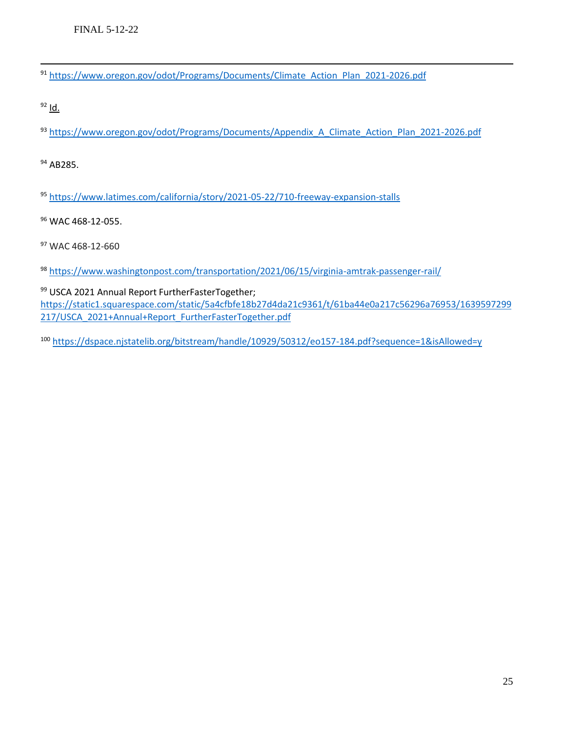[91] https://www.oregon.gov/odot/Programs/Documents/Climate_Action_Plan_2021-2026.pdf

[92] Id.

[93] https://www.oregon.gov/odot/Programs/Documents/Appendix_A_Climate_Action_Plan_2021-2026.pdf

[94] AB285.

[95] https://www.latimes.com/california/story/2021-05-22/710-freeway-expansion-stalls

[96] WAC 468-12-055.

[97] WAC 468-12-660

[98] https://www.washingtonpost.com/transportation/2021/06/15/virginia-amtrak-passenger-rail/

[99] USCA 2021 Annual Report FurtherFasterTogether; https://static1.squarespace.com/static/5a4cfbfe18b27d4da21c9361/t/61ba44e0a217c56296a76953/1639597299217/USCA_2021+Annual+Report_FurtherFasterTogether.pdf

[100] https://dspace.njstatelib.org/bitstream/handle/10929/50312/eo157-184.pdf?sequence=1&isAllowed=y